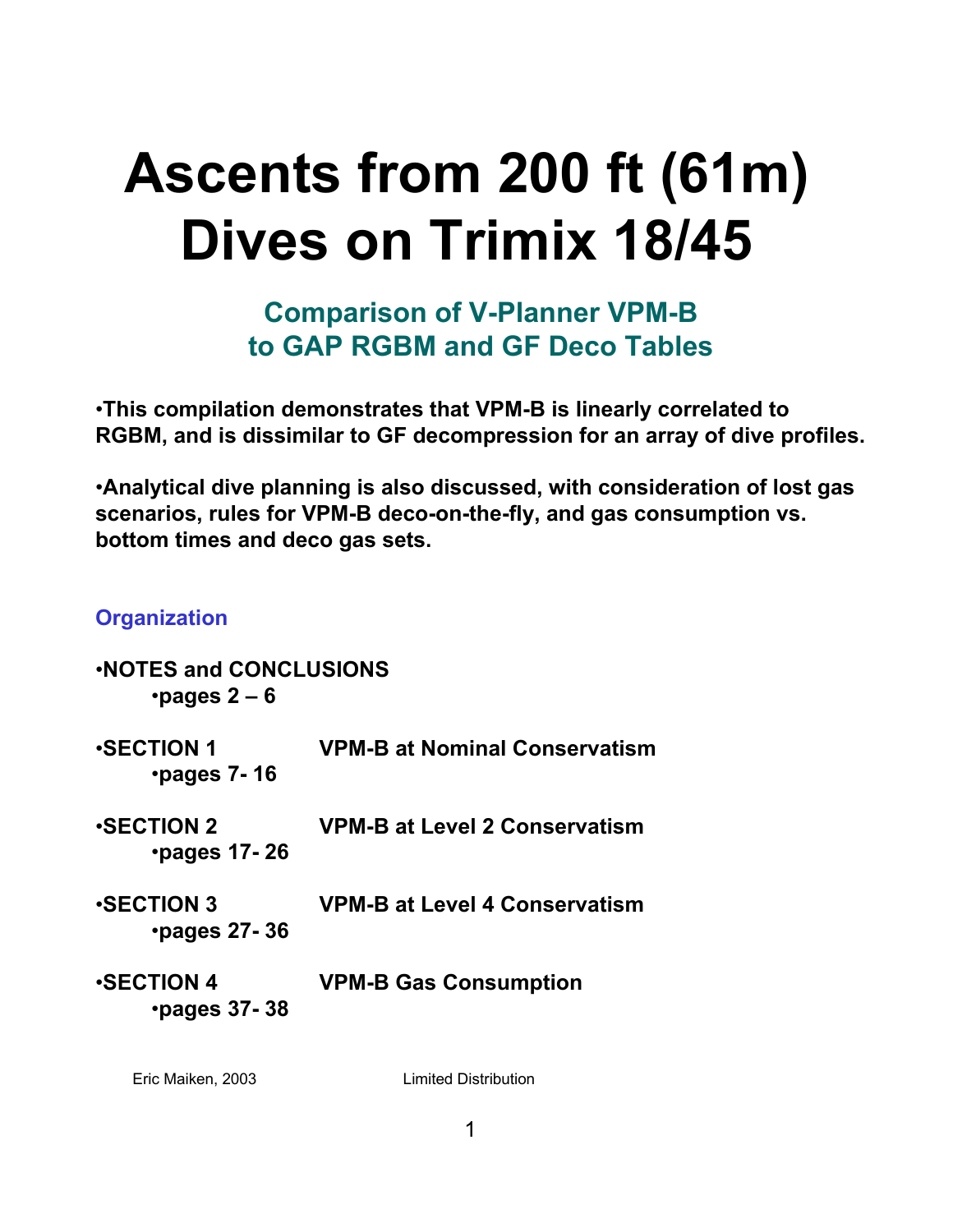# Ascents from 200 ft (61m) Dives on Trimix 18/45

## Comparison of V-Planner VPM-B to GAP RGBM and GF Deco Tables

•**This compilation demonstrates that VPM-B is linearly correlated to RGBM, and is dissimilar to GF decompression for an array of dive profiles.**

•**Analytical dive planning is also discussed, with consideration of lost gas scenarios, rules for VPM-B deco-on-the-fly, and gas consumption vs. bottom times and deco gas sets.**

### Organization

•**NOTES and CONCLUSIONS**
- •**pages 2 – 6**

•**SECTION 1** **VPM-B at Nominal Conservatism**
- •**pages 7- 16**

•**SECTION 2** **VPM-B at Level 2 Conservatism**
- •**pages 17- 26**

•**SECTION 3** **VPM-B at Level 4 Conservatism**
- •**pages 27- 36**

•**SECTION 4** **VPM-B Gas Consumption**
- •**pages 37- 38**

Eric Maiken, 2003 Limited Distribution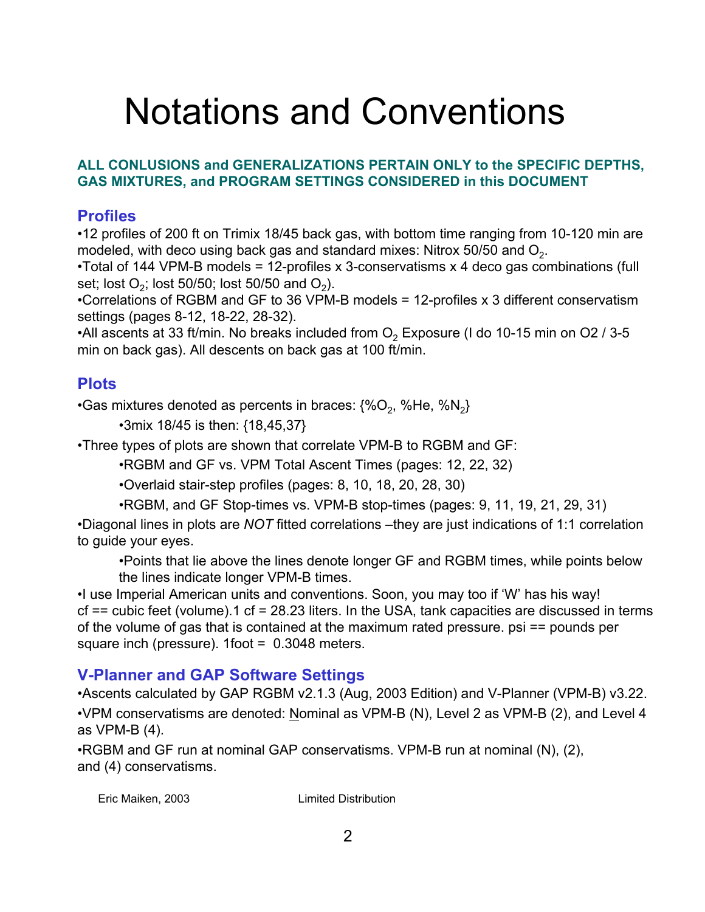# Notations and Conventions

**ALL CONLUSIONS and GENERALIZATIONS PERTAIN ONLY to the SPECIFIC DEPTHS, GAS MIXTURES, and PROGRAM SETTINGS CONSIDERED in this DOCUMENT**

## Profiles

•12 profiles of 200 ft on Trimix 18/45 back gas, with bottom time ranging from 10-120 min are modeled, with deco using back gas and standard mixes: Nitrox 50/50 and $O_2$.

•Total of 144 VPM-B models = 12-profiles x 3-conservatisms x 4 deco gas combinations (full set; lost $O_2$; lost 50/50; lost 50/50 and $O_2$).

•Correlations of RGBM and GF to 36 VPM-B models = 12-profiles x 3 different conservatism settings (pages 8-12, 18-22, 28-32).

•All ascents at 33 ft/min. No breaks included from $O_2$ Exposure (I do 10-15 min on O2 / 3-5 min on back gas). All descents on back gas at 100 ft/min.

## Plots

•Gas mixtures denoted as percents in braces: {%$O_2$, %He, %$N_2$}

- •3mix 18/45 is then: {18,45,37}

•Three types of plots are shown that correlate VPM-B to RGBM and GF:

- •RGBM and GF vs. VPM Total Ascent Times (pages: 12, 22, 32)
- •Overlaid stair-step profiles (pages: 8, 10, 18, 20, 28, 30)
- •RGBM, and GF Stop-times vs. VPM-B stop-times (pages: 9, 11, 19, 21, 29, 31)

•Diagonal lines in plots are *NOT* fitted correlations –they are just indications of 1:1 correlation to guide your eyes.

- •Points that lie above the lines denote longer GF and RGBM times, while points below the lines indicate longer VPM-B times.

•I use Imperial American units and conventions. Soon, you may too if 'W' has his way! cf == cubic feet (volume).1 cf = 28.23 liters. In the USA, tank capacities are discussed in terms of the volume of gas that is contained at the maximum rated pressure. psi == pounds per square inch (pressure). 1foot = 0.3048 meters.

## V-Planner and GAP Software Settings

•Ascents calculated by GAP RGBM v2.1.3 (Aug, 2003 Edition) and V-Planner (VPM-B) v3.22.

•VPM conservatisms are denoted: Nominal as VPM-B (N), Level 2 as VPM-B (2), and Level 4 as VPM-B (4).

•RGBM and GF run at nominal GAP conservatisms. VPM-B run at nominal (N), (2), and (4) conservatisms.

Eric Maiken, 2003 Limited Distribution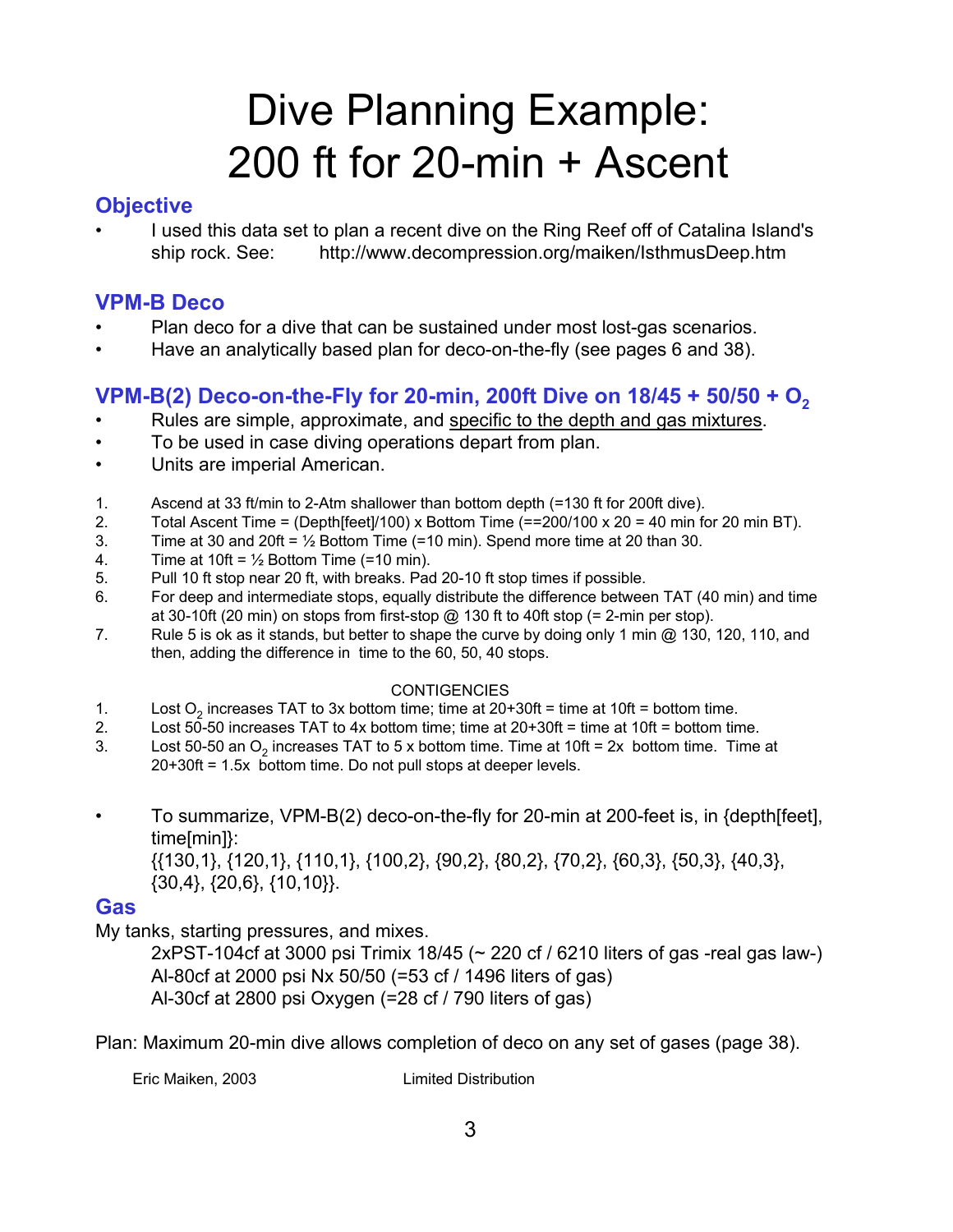# Dive Planning Example: 200 ft for 20-min + Ascent

## Objective

- I used this data set to plan a recent dive on the Ring Reef off of Catalina Island's ship rock. See: http://www.decompression.org/maiken/IsthmusDeep.htm

## VPM-B Deco

- Plan deco for a dive that can be sustained under most lost-gas scenarios.
- Have an analytically based plan for deco-on-the-fly (see pages 6 and 38).

## VPM-B(2) Deco-on-the-Fly for 20-min, 200ft Dive on 18/45 + 50/50 + $O_2$

- Rules are simple, approximate, and specific to the depth and gas mixtures.
- To be used in case diving operations depart from plan.
- Units are imperial American.

1. Ascend at 33 ft/min to 2-Atm shallower than bottom depth (=130 ft for 200ft dive).
2. Total Ascent Time = (Depth[feet]/100) x Bottom Time (==200/100 x 20 = 40 min for 20 min BT).
3. Time at 30 and 20ft = ½ Bottom Time (=10 min). Spend more time at 20 than 30.
4. Time at 10ft = ½ Bottom Time (=10 min).
5. Pull 10 ft stop near 20 ft, with breaks. Pad 20-10 ft stop times if possible.
6. For deep and intermediate stops, equally distribute the difference between TAT (40 min) and time at 30-10ft (20 min) on stops from first-stop @ 130 ft to 40ft stop (= 2-min per stop).
7. Rule 5 is ok as it stands, but better to shape the curve by doing only 1 min @ 130, 120, 110, and then, adding the difference in time to the 60, 50, 40 stops.

CONTIGENCIES

1. Lost $O_2$ increases TAT to 3x bottom time; time at 20+30ft = time at 10ft = bottom time.
2. Lost 50-50 increases TAT to 4x bottom time; time at 20+30ft = time at 10ft = bottom time.
3. Lost 50-50 an $O_2$ increases TAT to 5 x bottom time. Time at 10ft = 2x bottom time. Time at 20+30ft = 1.5x bottom time. Do not pull stops at deeper levels.

- To summarize, VPM-B(2) deco-on-the-fly for 20-min at 200-feet is, in {depth[feet], time[min]}:
  {{130,1}, {120,1}, {110,1}, {100,2}, {90,2}, {80,2}, {70,2}, {60,3}, {50,3}, {40,3}, {30,4}, {20,6}, {10,10}}.

## Gas

My tanks, starting pressures, and mixes.

2xPST-104cf at 3000 psi Trimix 18/45 (~ 220 cf / 6210 liters of gas -real gas law-)
Al-80cf at 2000 psi Nx 50/50 (=53 cf / 1496 liters of gas)
Al-30cf at 2800 psi Oxygen (=28 cf / 790 liters of gas)

Plan: Maximum 20-min dive allows completion of deco on any set of gases (page 38).

Eric Maiken, 2003 Limited Distribution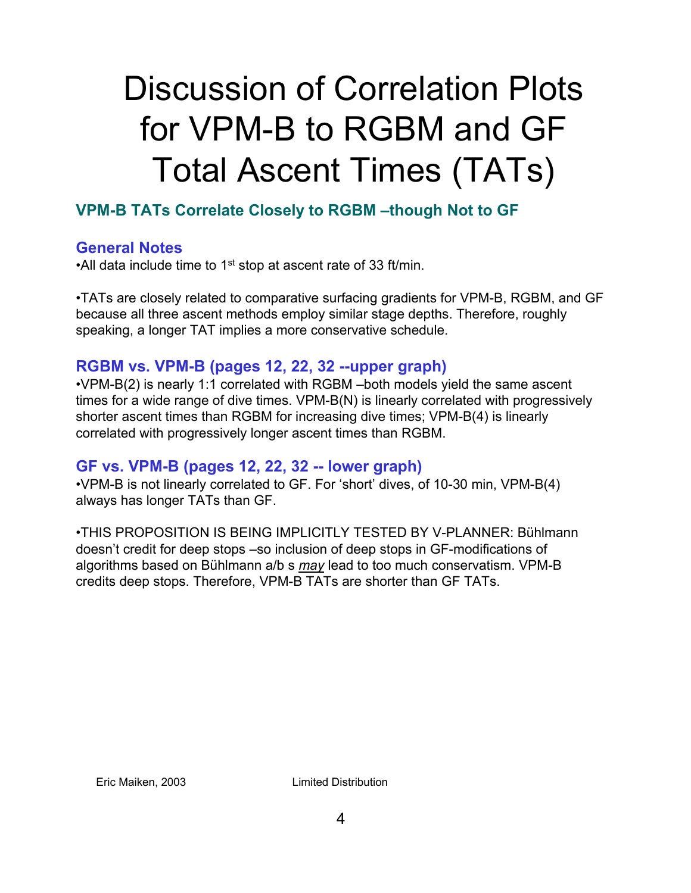# Discussion of Correlation Plots for VPM-B to RGBM and GF Total Ascent Times (TATs)

## VPM-B TATs Correlate Closely to RGBM –though Not to GF

### General Notes

•All data include time to 1st stop at ascent rate of 33 ft/min.

•TATs are closely related to comparative surfacing gradients for VPM-B, RGBM, and GF because all three ascent methods employ similar stage depths. Therefore, roughly speaking, a longer TAT implies a more conservative schedule.

### RGBM vs. VPM-B (pages 12, 22, 32 --upper graph)

•VPM-B(2) is nearly 1:1 correlated with RGBM –both models yield the same ascent times for a wide range of dive times. VPM-B(N) is linearly correlated with progressively shorter ascent times than RGBM for increasing dive times; VPM-B(4) is linearly correlated with progressively longer ascent times than RGBM.

### GF vs. VPM-B (pages 12, 22, 32 -- lower graph)

•VPM-B is not linearly correlated to GF. For 'short' dives, of 10-30 min, VPM-B(4) always has longer TATs than GF.

•THIS PROPOSITION IS BEING IMPLICITLY TESTED BY V-PLANNER: Bühlmann doesn't credit for deep stops –so inclusion of deep stops in GF-modifications of algorithms based on Bühlmann a/b s *may* lead to too much conservatism. VPM-B credits deep stops. Therefore, VPM-B TATs are shorter than GF TATs.

Eric Maiken, 2003 Limited Distribution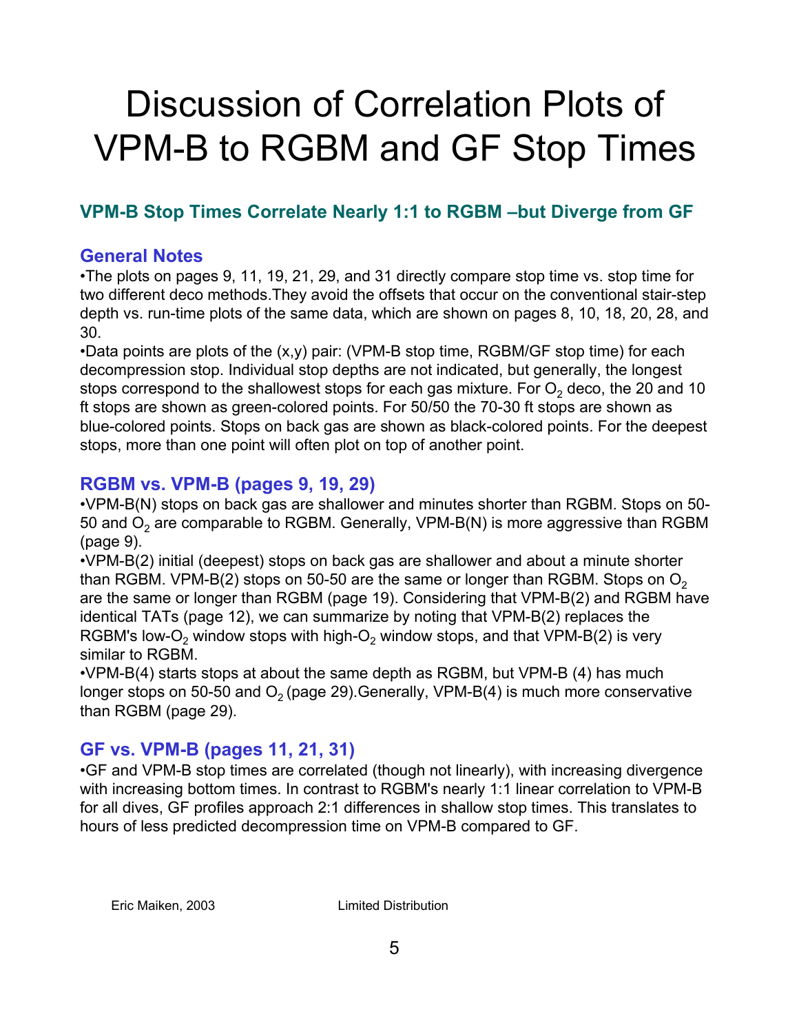# Discussion of Correlation Plots of VPM-B to RGBM and GF Stop Times

## VPM-B Stop Times Correlate Nearly 1:1 to RGBM –but Diverge from GF

### General Notes

•The plots on pages 9, 11, 19, 21, 29, and 31 directly compare stop time vs. stop time for two different deco methods.They avoid the offsets that occur on the conventional stair-step depth vs. run-time plots of the same data, which are shown on pages 8, 10, 18, 20, 28, and 30.

•Data points are plots of the (x,y) pair: (VPM-B stop time, RGBM/GF stop time) for each decompression stop. Individual stop depths are not indicated, but generally, the longest stops correspond to the shallowest stops for each gas mixture. For $O_2$ deco, the 20 and 10 ft stops are shown as green-colored points. For 50/50 the 70-30 ft stops are shown as blue-colored points. Stops on back gas are shown as black-colored points. For the deepest stops, more than one point will often plot on top of another point.

### RGBM vs. VPM-B (pages 9, 19, 29)

•VPM-B(N) stops on back gas are shallower and minutes shorter than RGBM. Stops on 50-50 and $O_2$ are comparable to RGBM. Generally, VPM-B(N) is more aggressive than RGBM (page 9).

•VPM-B(2) initial (deepest) stops on back gas are shallower and about a minute shorter than RGBM. VPM-B(2) stops on 50-50 are the same or longer than RGBM. Stops on $O_2$ are the same or longer than RGBM (page 19). Considering that VPM-B(2) and RGBM have identical TATs (page 12), we can summarize by noting that VPM-B(2) replaces the RGBM's low-$O_2$ window stops with high-$O_2$ window stops, and that VPM-B(2) is very similar to RGBM.

•VPM-B(4) starts stops at about the same depth as RGBM, but VPM-B (4) has much longer stops on 50-50 and $O_2$ (page 29).Generally, VPM-B(4) is much more conservative than RGBM (page 29).

### GF vs. VPM-B (pages 11, 21, 31)

•GF and VPM-B stop times are correlated (though not linearly), with increasing divergence with increasing bottom times. In contrast to RGBM's nearly 1:1 linear correlation to VPM-B for all dives, GF profiles approach 2:1 differences in shallow stop times. This translates to hours of less predicted decompression time on VPM-B compared to GF.

Eric Maiken, 2003 Limited Distribution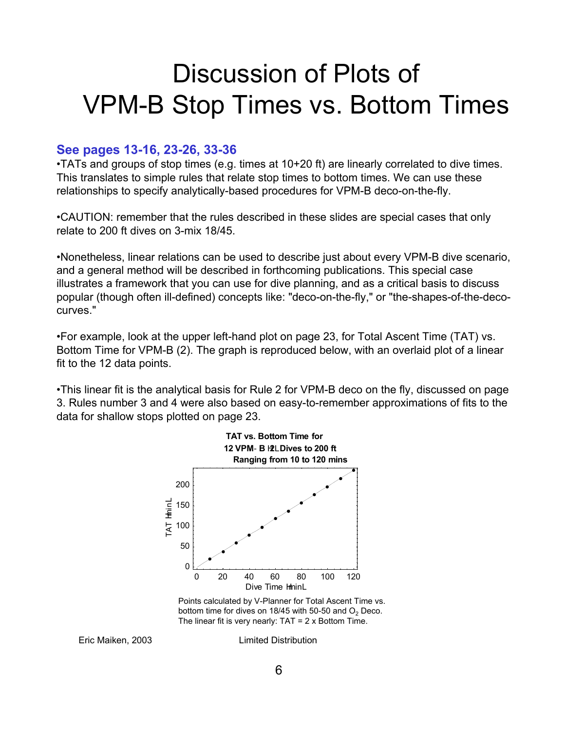# Discussion of Plots of VPM-B Stop Times vs. Bottom Times

### See pages 13-16, 23-26, 33-36

•TATs and groups of stop times (e.g. times at 10+20 ft) are linearly correlated to dive times. This translates to simple rules that relate stop times to bottom times. We can use these relationships to specify analytically-based procedures for VPM-B deco-on-the-fly.

•CAUTION: remember that the rules described in these slides are special cases that only relate to 200 ft dives on 3-mix 18/45.

•Nonetheless, linear relations can be used to describe just about every VPM-B dive scenario, and a general method will be described in forthcoming publications. This special case illustrates a framework that you can use for dive planning, and as a critical basis to discuss popular (though often ill-defined) concepts like: "deco-on-the-fly," or "the-shapes-of-the-deco-curves."

•For example, look at the upper left-hand plot on page 23, for Total Ascent Time (TAT) vs. Bottom Time for VPM-B (2). The graph is reproduced below, with an overlaid plot of a linear fit to the 12 data points.

•This linear fit is the analytical basis for Rule 2 for VPM-B deco on the fly, discussed on page 3. Rules number 3 and 4 were also based on easy-to-remember approximations of fits to the data for shallow stops plotted on page 23.

**TAT vs. Bottom Time for 12 VPM-B (2) Dives to 200 ft Ranging from 10 to 120 mins**

Points calculated by V-Planner for Total Ascent Time vs. bottom time for dives on 18/45 with 50-50 and $O_2$ Deco. The linear fit is very nearly: TAT = 2 x Bottom Time.

Eric Maiken, 2003 Limited Distribution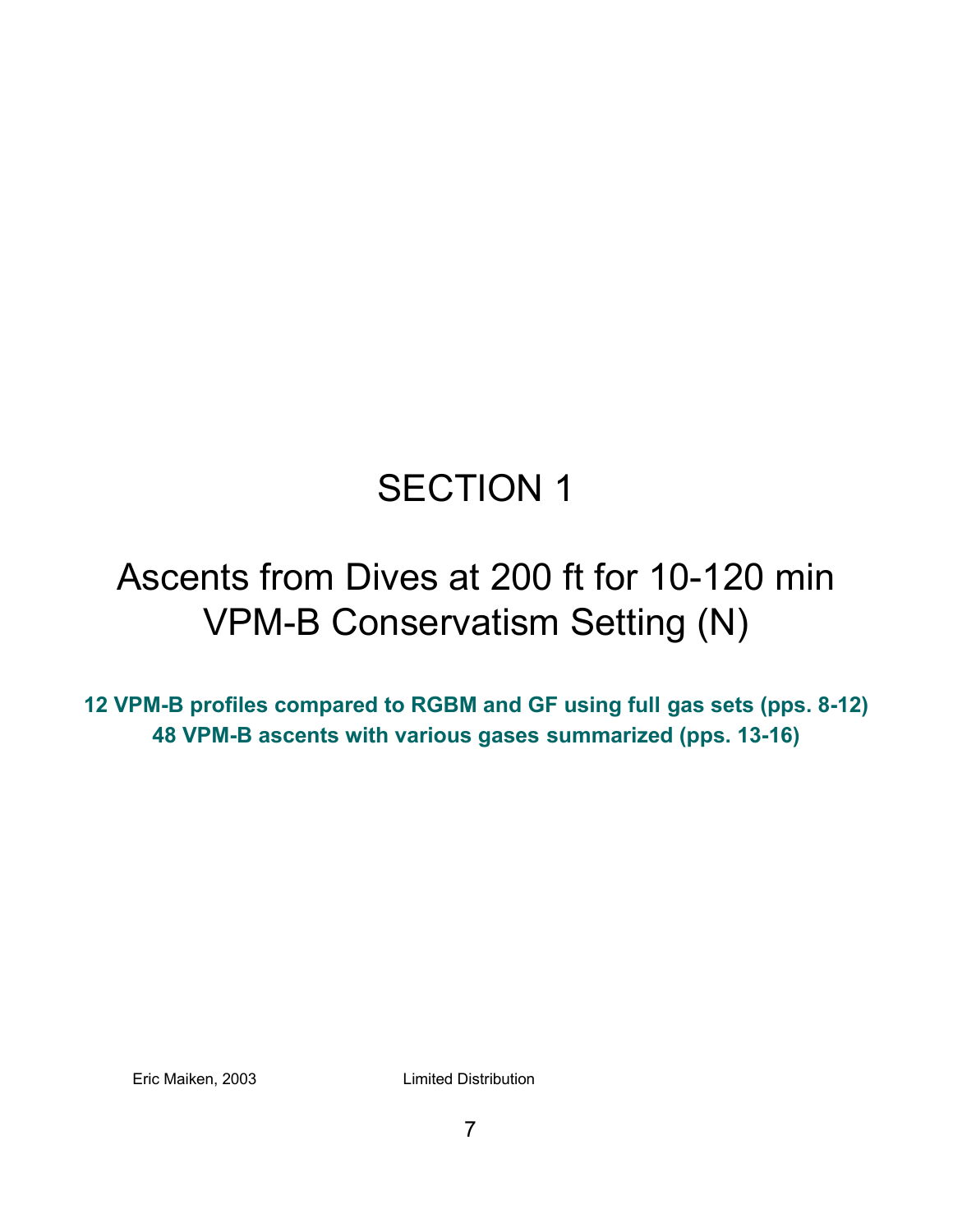# SECTION 1

## Ascents from Dives at 200 ft for 10-120 min VPM-B Conservatism Setting (N)

**12 VPM-B profiles compared to RGBM and GF using full gas sets (pps. 8-12)**
**48 VPM-B ascents with various gases summarized (pps. 13-16)**

Eric Maiken, 2003 Limited Distribution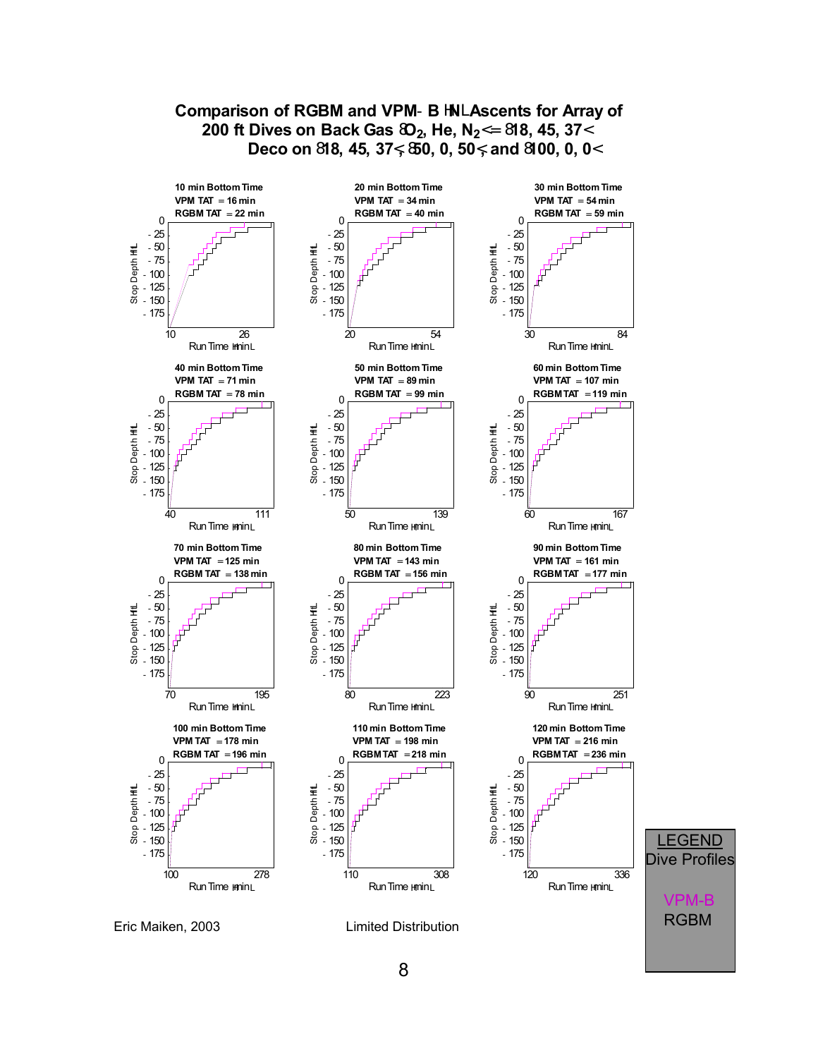# Comparison of RGBM and VPM-B (N) Ascents for Array of 200 ft Dives on Back Gas ($O_2$, He, $N_2$) = (18, 45, 37) Deco on (18, 45, 37), (50, 0, 50), and (100, 0, 0)

**10 min Bottom Time**
**VPM TAT = 16 min**
**RGBM TAT = 22 min**

**20 min Bottom Time**
**VPM TAT = 34 min**
**RGBM TAT = 40 min**

**30 min Bottom Time**
**VPM TAT = 54 min**
**RGBM TAT = 59 min**

**40 min Bottom Time**
**VPM TAT = 71 min**
**RGBM TAT = 78 min**

**50 min Bottom Time**
**VPM TAT = 89 min**
**RGBM TAT = 99 min**

**60 min Bottom Time**
**VPM TAT = 107 min**
**RGBM TAT = 119 min**

**70 min Bottom Time**
**VPM TAT = 125 min**
**RGBM TAT = 138 min**

**80 min Bottom Time**
**VPM TAT = 143 min**
**RGBM TAT = 156 min**

**90 min Bottom Time**
**VPM TAT = 161 min**
**RGBM TAT = 177 min**

**100 min Bottom Time**
**VPM TAT = 178 min**
**RGBM TAT = 196 min**

**110 min Bottom Time**
**VPM TAT = 198 min**
**RGBM TAT = 218 min**

**120 min Bottom Time**
**VPM TAT = 216 min**
**RGBM TAT = 236 min**

Stop Depth (ft) vs. Run Time (min)

LEGEND
Dive Profiles

VPM-B
RGBM

Eric Maiken, 2003 Limited Distribution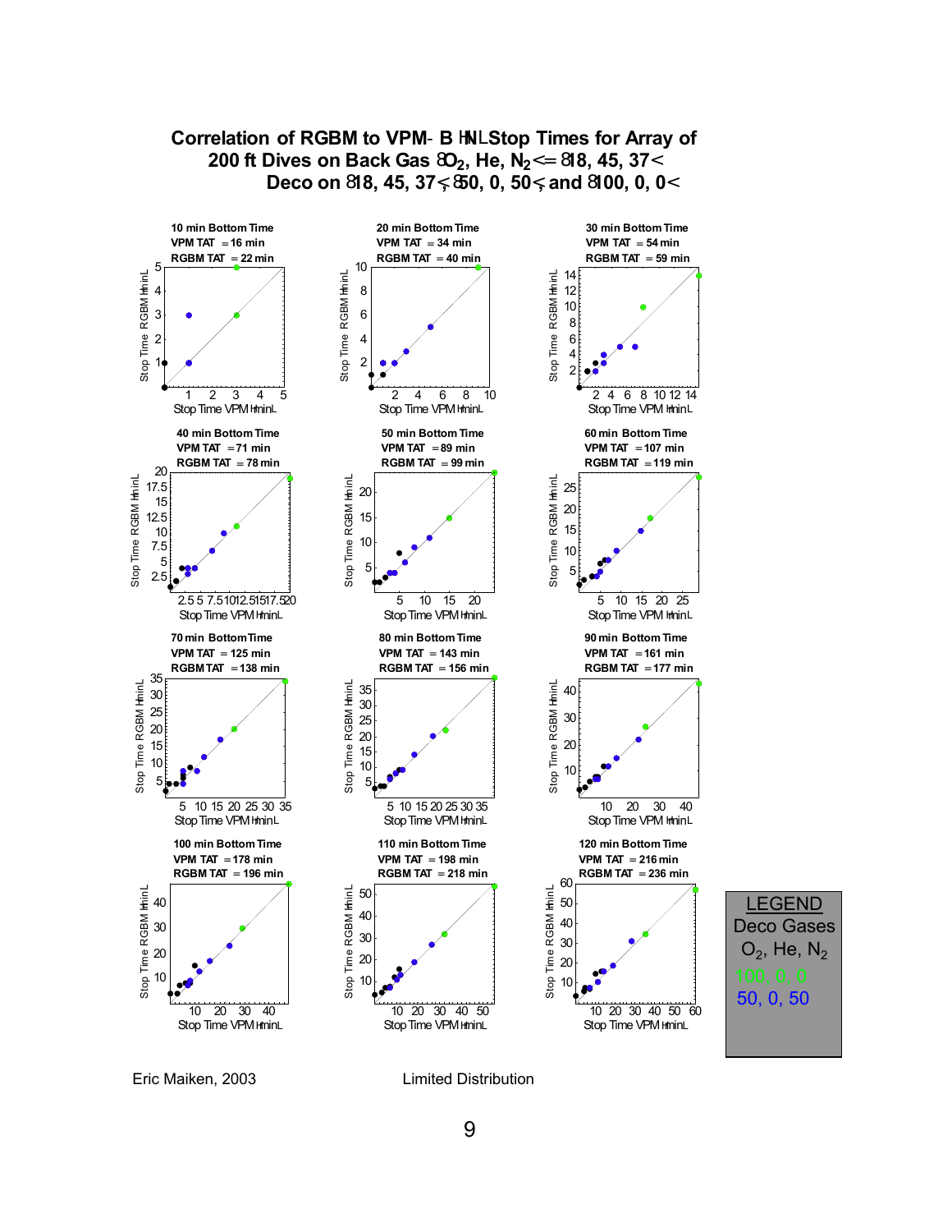# Correlation of RGBM to VPM-B (N) Stop Times for Array of 200 ft Dives on Back Gas ($O_2$, He, $N_2$) = (18, 45, 37) Deco on (18, 45, 37), (50, 0, 50), and (100, 0, 0)

| Bottom Time | VPM TAT | RGBM TAT |
|---|---|---|
| 10 min | 16 min | 22 min |
| 20 min | 34 min | 40 min |
| 30 min | 54 min | 59 min |
| 40 min | 71 min | 78 min |
| 50 min | 89 min | 99 min |
| 60 min | 107 min | 119 min |
| 70 min | 125 min | 138 min |
| 80 min | 143 min | 156 min |
| 90 min | 161 min | 177 min |
| 100 min | 178 min | 196 min |
| 110 min | 198 min | 218 min |
| 120 min | 216 min | 236 min |

Axes: Stop Time VPM (min) vs. Stop Time RGBM (min)

LEGEND
Deco Gases
$O_2$, He, $N_2$
100, 0, 0
50, 0, 50

Eric Maiken, 2003

Limited Distribution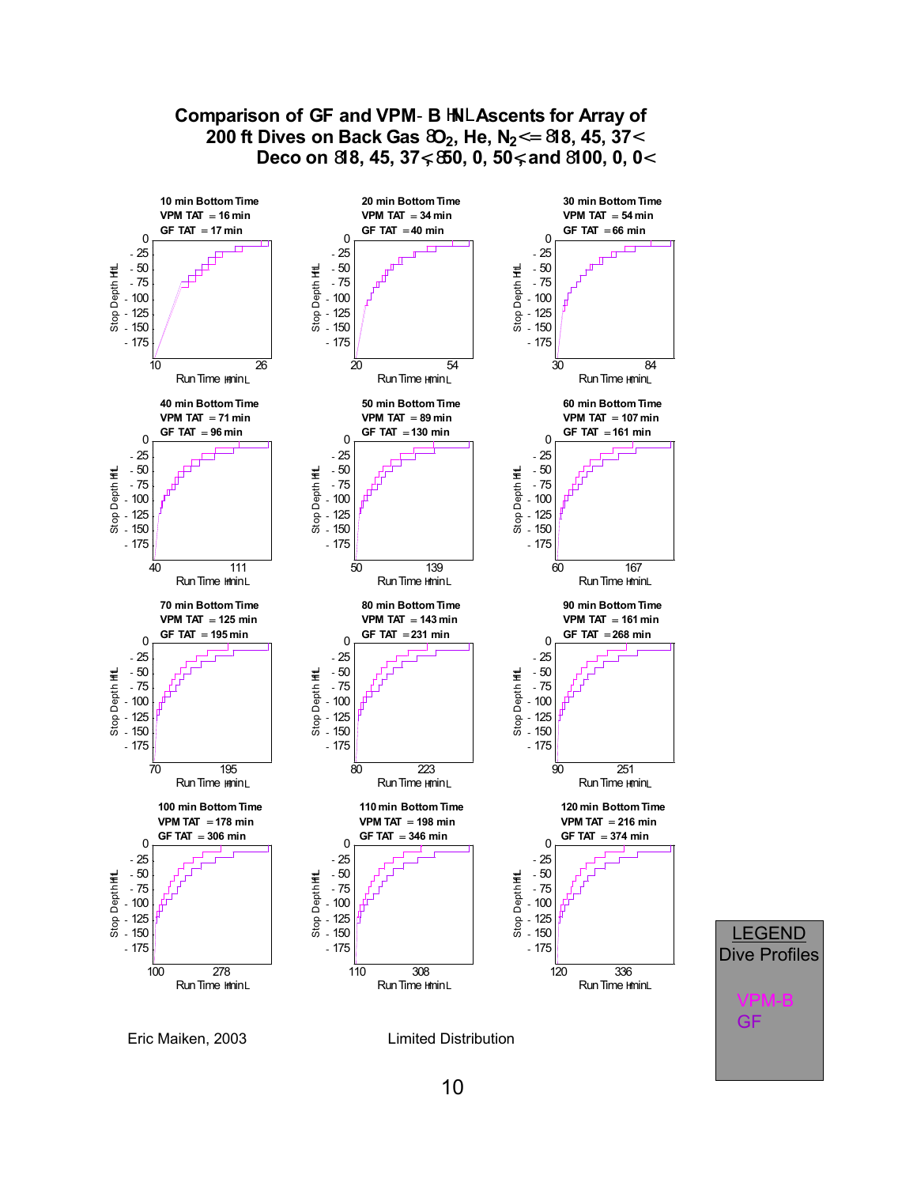# Comparison of GF and VPM-B (N) Ascents for Array of 200 ft Dives on Back Gas ($O_2$, He, $N_2$) = (18, 45, 37) Deco on (18, 45, 37), (50, 0, 50), and (100, 0, 0)

**10 min Bottom Time**
VPM TAT = 16 min
GF TAT = 17 min

**20 min Bottom Time**
VPM TAT = 34 min
GF TAT = 40 min

**30 min Bottom Time**
VPM TAT = 54 min
GF TAT = 66 min

**40 min Bottom Time**
VPM TAT = 71 min
GF TAT = 96 min

**50 min Bottom Time**
VPM TAT = 89 min
GF TAT = 130 min

**60 min Bottom Time**
VPM TAT = 107 min
GF TAT = 161 min

**70 min Bottom Time**
VPM TAT = 125 min
GF TAT = 195 min

**80 min Bottom Time**
VPM TAT = 143 min
GF TAT = 231 min

**90 min Bottom Time**
VPM TAT = 161 min
GF TAT = 268 min

**100 min Bottom Time**
VPM TAT = 178 min
GF TAT = 306 min

**110 min Bottom Time**
VPM TAT = 198 min
GF TAT = 346 min

**120 min Bottom Time**
VPM TAT = 216 min
GF TAT = 374 min

LEGEND
Dive Profiles
VPM-B
GF

Eric Maiken, 2003

Limited Distribution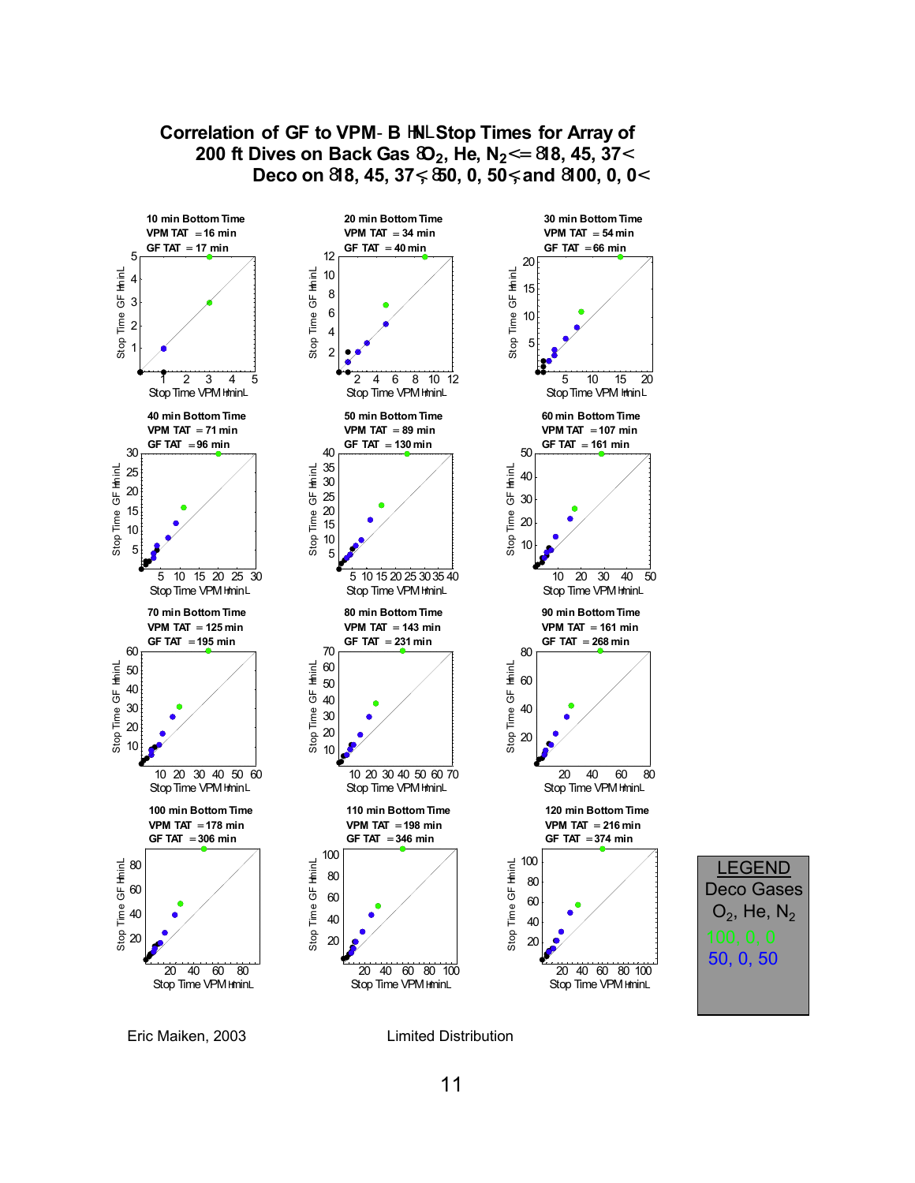# Correlation of GF to VPM-B (N) Stop Times for Array of 200 ft Dives on Back Gas ($O_2$, He, $N_2$) = (18, 45, 37) Deco on (18, 45, 37), (50, 0, 50), and (100, 0, 0)

**10 min Bottom Time**
VPM TAT = 16 min
GF TAT = 17 min

**20 min Bottom Time**
VPM TAT = 34 min
GF TAT = 40 min

**30 min Bottom Time**
VPM TAT = 54 min
GF TAT = 66 min

**40 min Bottom Time**
VPM TAT = 71 min
GF TAT = 96 min

**50 min Bottom Time**
VPM TAT = 89 min
GF TAT = 130 min

**60 min Bottom Time**
VPM TAT = 107 min
GF TAT = 161 min

**70 min Bottom Time**
VPM TAT = 125 min
GF TAT = 195 min

**80 min Bottom Time**
VPM TAT = 143 min
GF TAT = 231 min

**90 min Bottom Time**
VPM TAT = 161 min
GF TAT = 268 min

**100 min Bottom Time**
VPM TAT = 178 min
GF TAT = 306 min

**110 min Bottom Time**
VPM TAT = 198 min
GF TAT = 346 min

**120 min Bottom Time**
VPM TAT = 216 min
GF TAT = 374 min

(Axes: Stop Time GF (min) vs. Stop Time VPM (min))

**LEGEND**
Deco Gases
$O_2$, He, $N_2$
100, 0, 0
50, 0, 50

Eric Maiken, 2003

Limited Distribution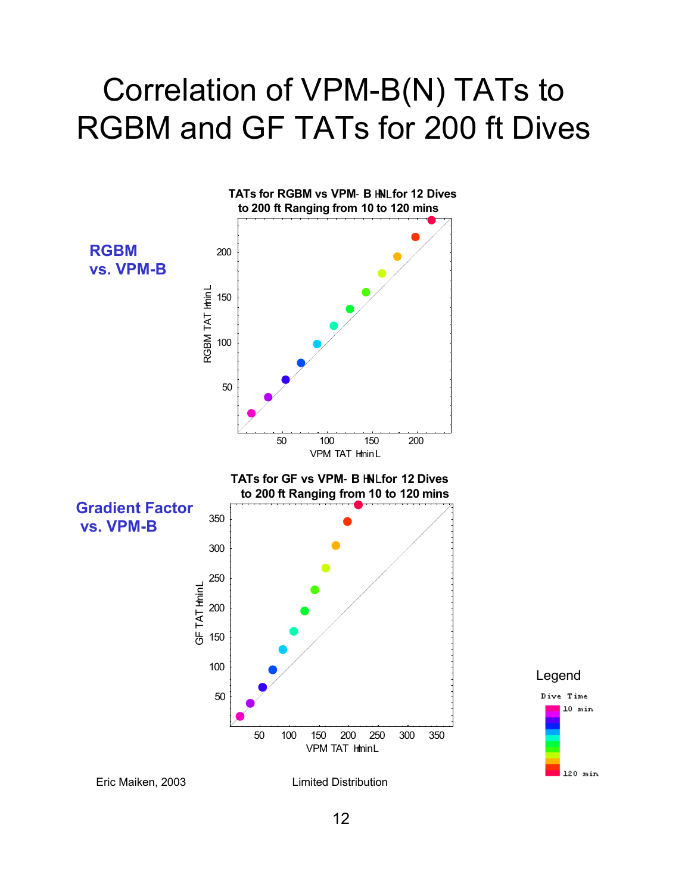# Correlation of VPM-B(N) TATs to RGBM and GF TATs for 200 ft Dives

**RGBM vs. VPM-B**

**TATs for RGBM vs VPM- B (N) for 12 Dives to 200 ft Ranging from 10 to 120 mins**

RGBM TAT (min)

VPM TAT (min)

**Gradient Factor vs. VPM-B**

**TATs for GF vs VPM- B (N) for 12 Dives to 200 ft Ranging from 10 to 120 mins**

GF TAT (min)

VPM TAT (min)

Legend

Dive Time

10 min

120 min

Eric Maiken, 2003

Limited Distribution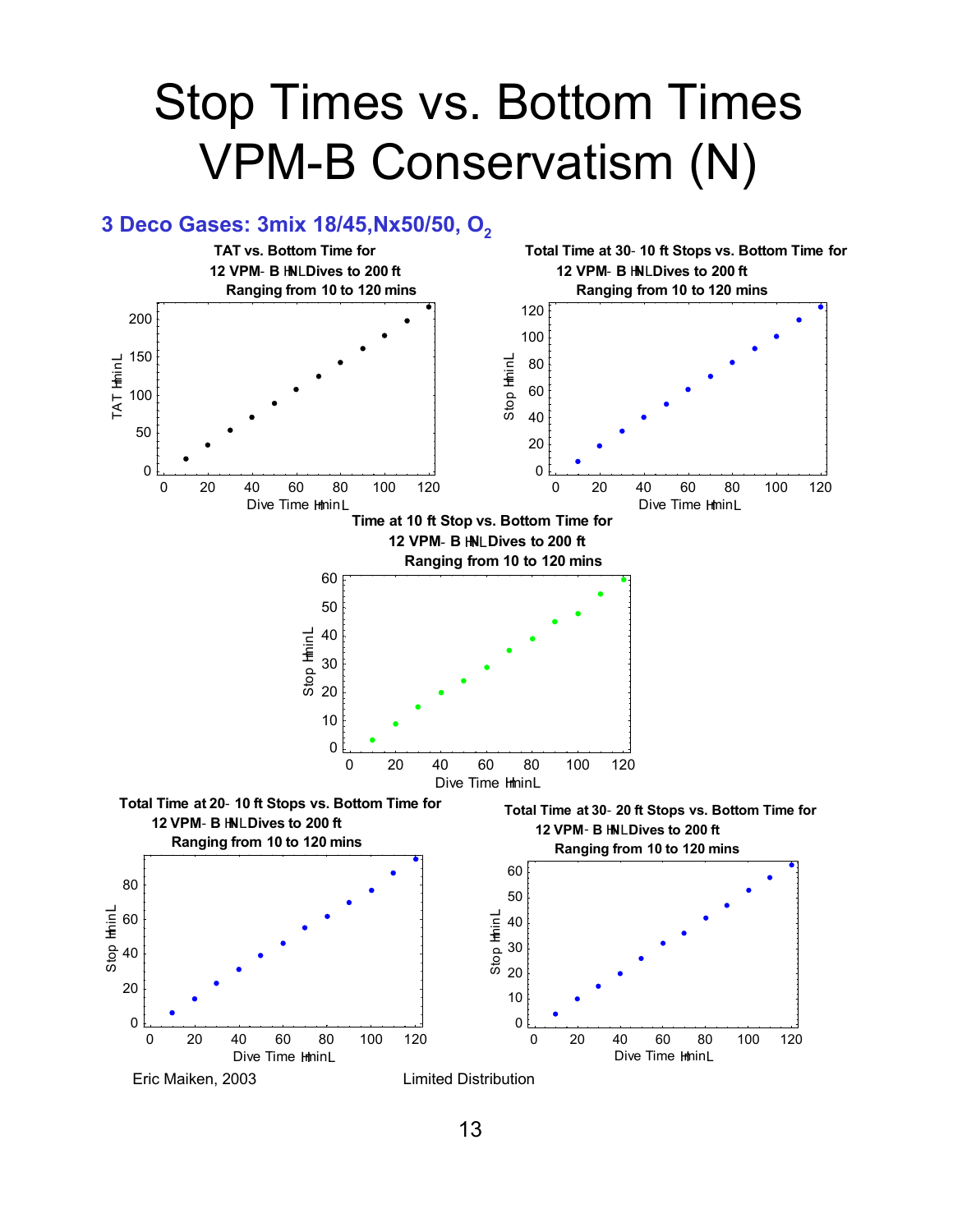# Stop Times vs. Bottom Times VPM-B Conservatism (N)

## 3 Deco Gases: 3mix 18/45,Nx50/50, $O_2$

**TAT vs. Bottom Time for 12 VPM- B (N) Dives to 200 ft Ranging from 10 to 120 mins**

**Total Time at 30- 10 ft Stops vs. Bottom Time for 12 VPM- B (N) Dives to 200 ft Ranging from 10 to 120 mins**

**Time at 10 ft Stop vs. Bottom Time for 12 VPM- B (N) Dives to 200 ft Ranging from 10 to 120 mins**

**Total Time at 20- 10 ft Stops vs. Bottom Time for 12 VPM- B (N) Dives to 200 ft Ranging from 10 to 120 mins**

**Total Time at 30- 20 ft Stops vs. Bottom Time for 12 VPM- B (N) Dives to 200 ft Ranging from 10 to 120 mins**

Eric Maiken, 2003

Limited Distribution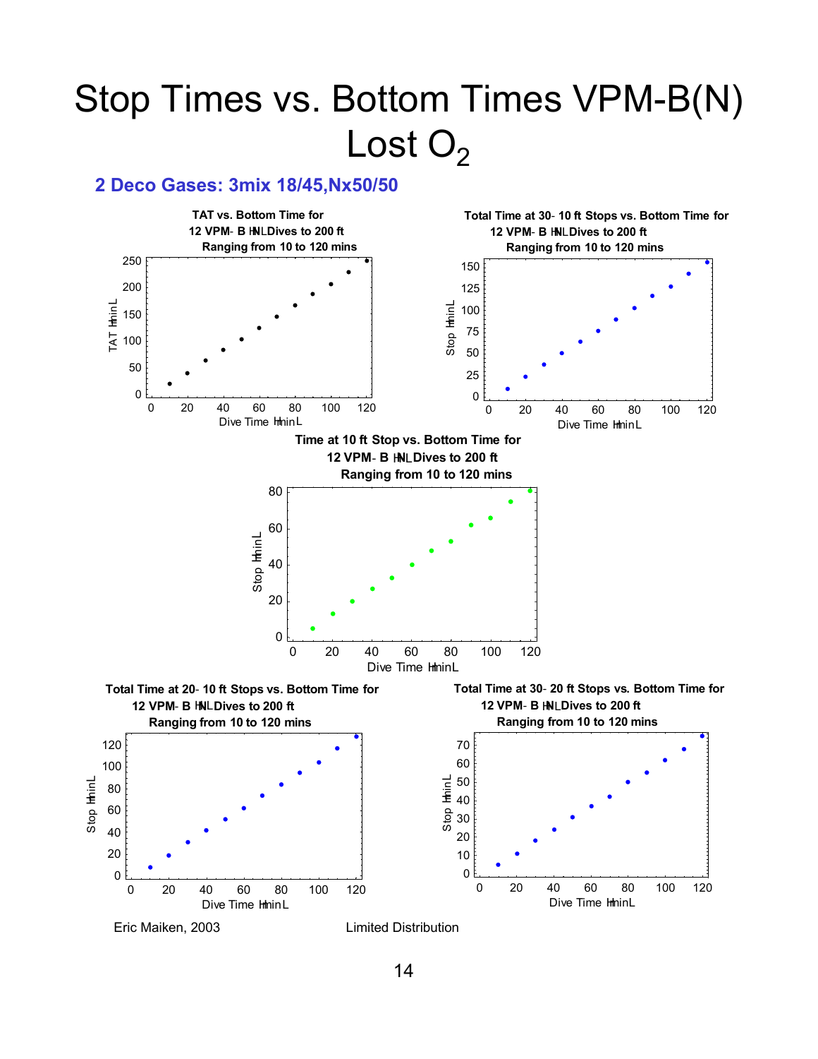# Stop Times vs. Bottom Times VPM-B(N) Lost $O_2$

## 2 Deco Gases: 3mix 18/45,Nx50/50

**TAT vs. Bottom Time for 12 VPM- B (N) Dives to 200 ft Ranging from 10 to 120 mins**

**Total Time at 30- 10 ft Stops vs. Bottom Time for 12 VPM- B (N) Dives to 200 ft Ranging from 10 to 120 mins**

**Time at 10 ft Stop vs. Bottom Time for 12 VPM- B (N) Dives to 200 ft Ranging from 10 to 120 mins**

**Total Time at 20- 10 ft Stops vs. Bottom Time for 12 VPM- B (N) Dives to 200 ft Ranging from 10 to 120 mins**

**Total Time at 30- 20 ft Stops vs. Bottom Time for 12 VPM- B (N) Dives to 200 ft Ranging from 10 to 120 mins**

Eric Maiken, 2003 Limited Distribution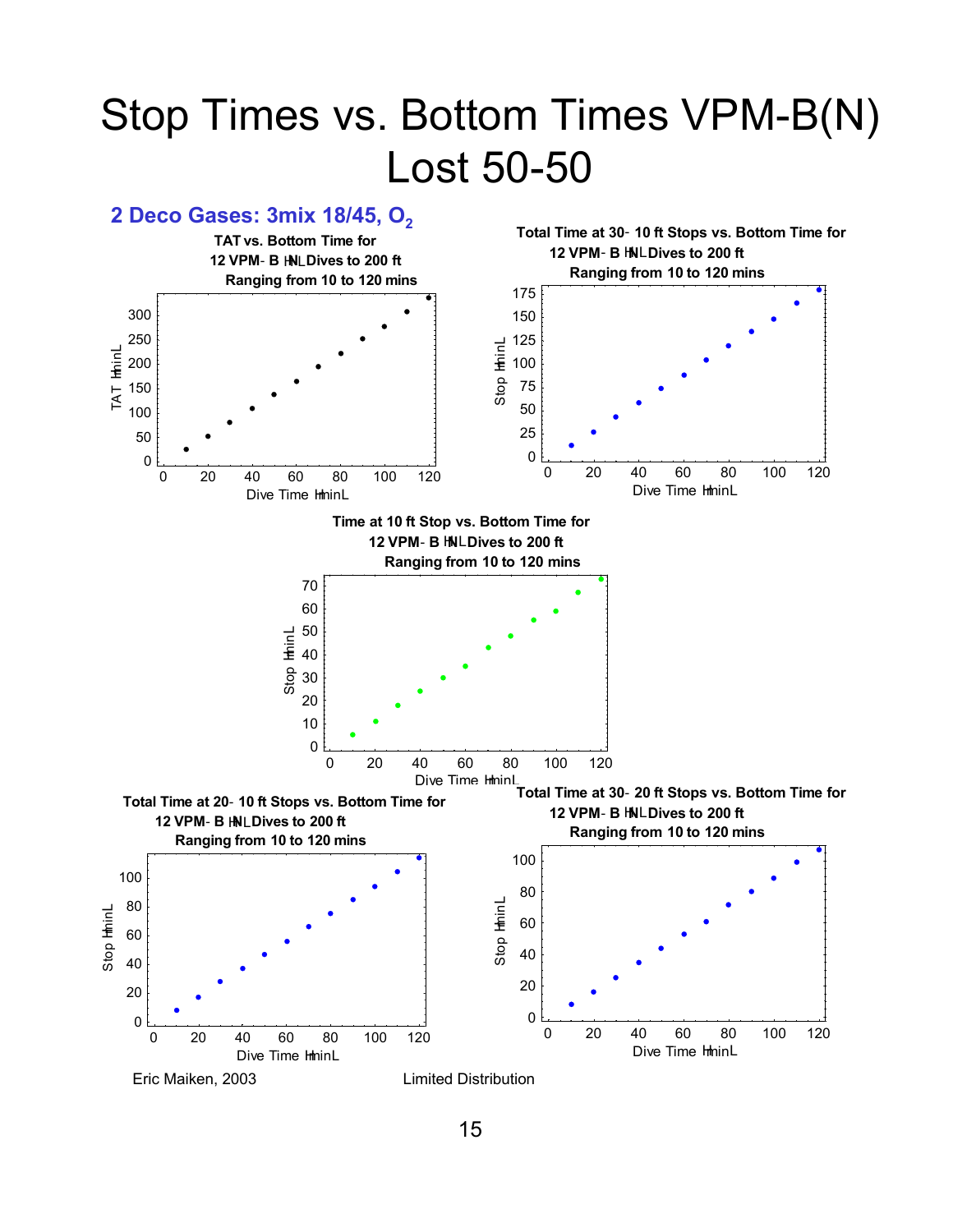# Stop Times vs. Bottom Times VPM-B(N) Lost 50-50

## 2 Deco Gases: 3mix 18/45, $O_2$

**TAT vs. Bottom Time for 12 VPM- B (N) Dives to 200 ft Ranging from 10 to 120 mins**

**Total Time at 30- 10 ft Stops vs. Bottom Time for 12 VPM- B (N) Dives to 200 ft Ranging from 10 to 120 mins**

**Time at 10 ft Stop vs. Bottom Time for 12 VPM- B (N) Dives to 200 ft Ranging from 10 to 120 mins**

**Total Time at 20- 10 ft Stops vs. Bottom Time for 12 VPM- B (N) Dives to 200 ft Ranging from 10 to 120 mins**

**Total Time at 30- 20 ft Stops vs. Bottom Time for 12 VPM- B (N) Dives to 200 ft Ranging from 10 to 120 mins**

Eric Maiken, 2003

Limited Distribution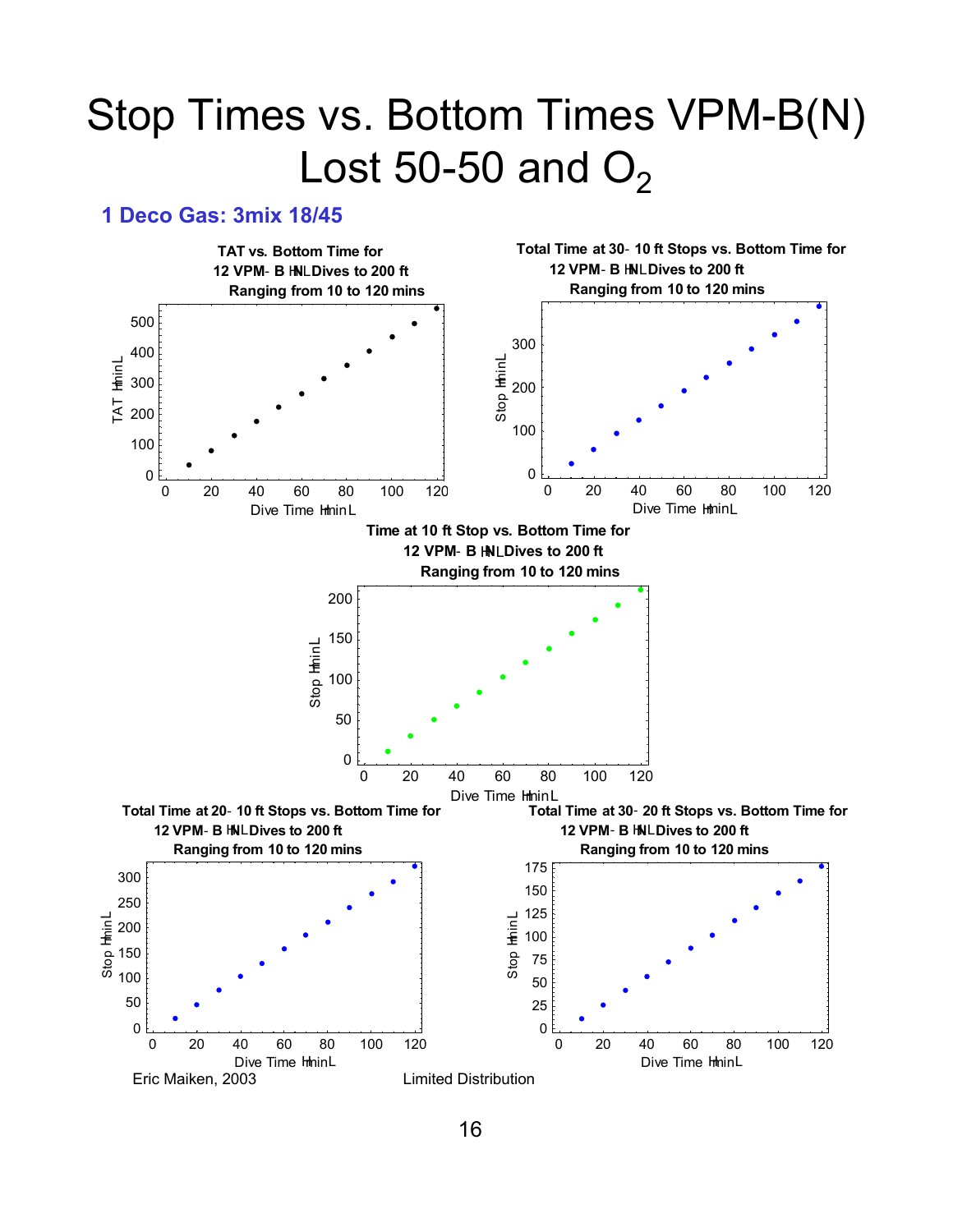# Stop Times vs. Bottom Times VPM-B(N) Lost 50-50 and $O_2$

### 1 Deco Gas: 3mix 18/45

**TAT vs. Bottom Time for 12 VPM- B (N) Dives to 200 ft Ranging from 10 to 120 mins**

**Total Time at 30- 10 ft Stops vs. Bottom Time for 12 VPM- B (N) Dives to 200 ft Ranging from 10 to 120 mins**

**Time at 10 ft Stop vs. Bottom Time for 12 VPM- B (N) Dives to 200 ft Ranging from 10 to 120 mins**

**Total Time at 20- 10 ft Stops vs. Bottom Time for 12 VPM- B (N) Dives to 200 ft Ranging from 10 to 120 mins**

**Total Time at 30- 20 ft Stops vs. Bottom Time for 12 VPM- B (N) Dives to 200 ft Ranging from 10 to 120 mins**

Eric Maiken, 2003 Limited Distribution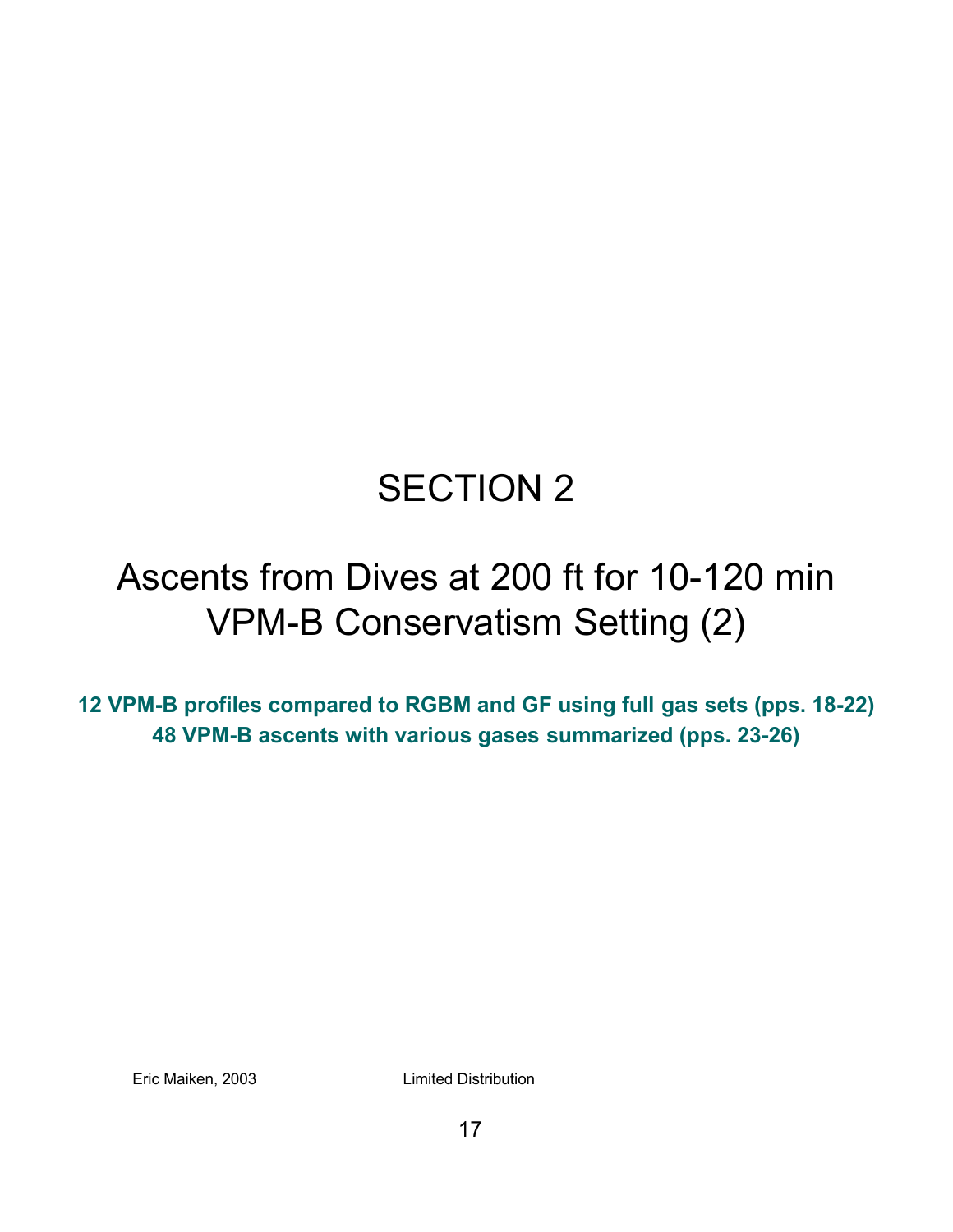# SECTION 2

## Ascents from Dives at 200 ft for 10-120 min VPM-B Conservatism Setting (2)

**12 VPM-B profiles compared to RGBM and GF using full gas sets (pps. 18-22)**
**48 VPM-B ascents with various gases summarized (pps. 23-26)**

Eric Maiken, 2003 Limited Distribution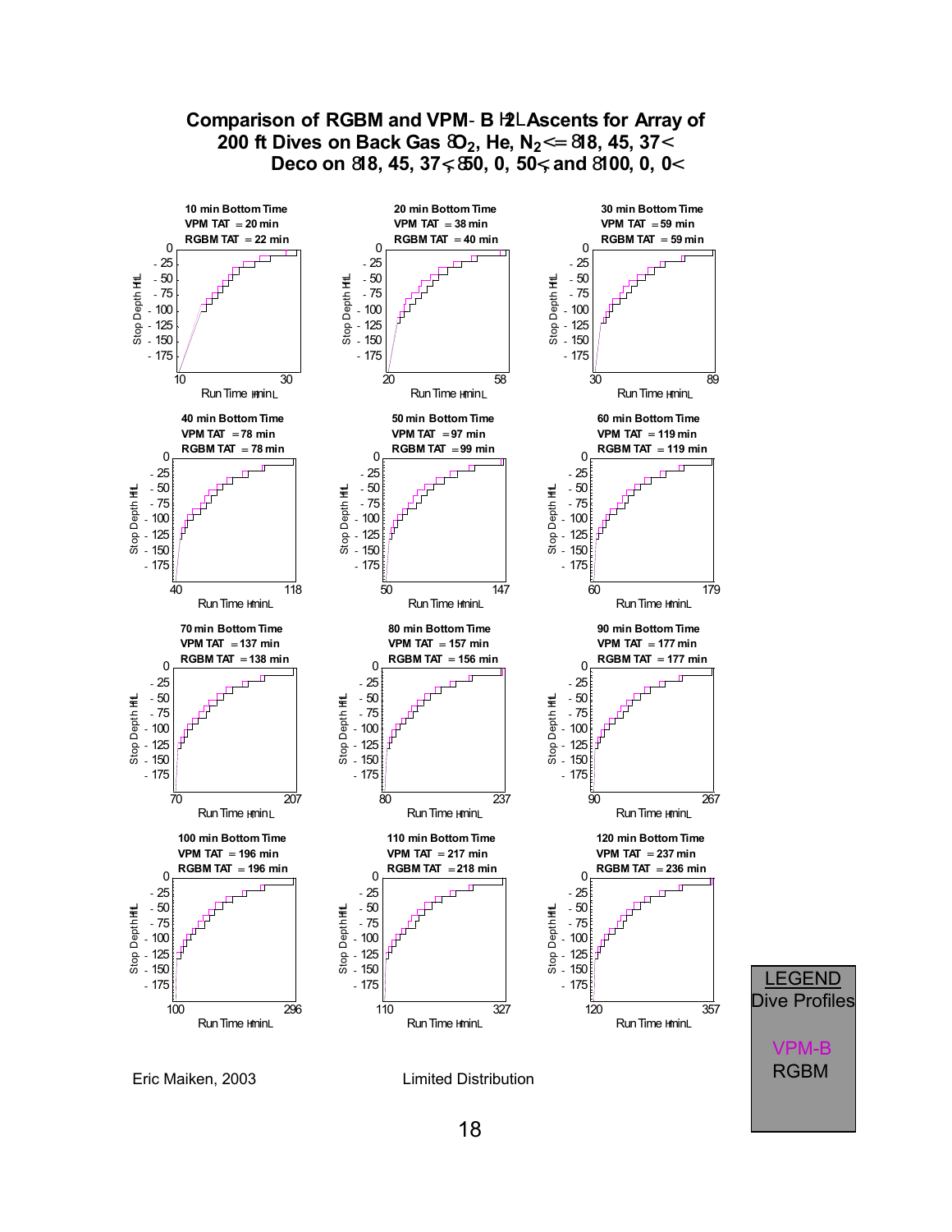# Comparison of RGBM and VPM-B (2) Ascents for Array of 200 ft Dives on Back Gas ($O_2$, He, $N_2$) = (18, 45, 37) Deco on (18, 45, 37), (50, 0, 50), and (100, 0, 0)

| Bottom Time | VPM TAT | RGBM TAT |
|---|---|---|
| 10 min | 20 min | 22 min |
| 20 min | 38 min | 40 min |
| 30 min | 59 min | 59 min |
| 40 min | 78 min | 78 min |
| 50 min | 97 min | 99 min |
| 60 min | 119 min | 119 min |
| 70 min | 137 min | 138 min |
| 80 min | 157 min | 156 min |
| 90 min | 177 min | 177 min |
| 100 min | 196 min | 196 min |
| 110 min | 217 min | 218 min |
| 120 min | 237 min | 236 min |

Axes: Stop Depth (ft) vs. Run Time (min)

LEGEND
Dive Profiles

VPM-B
RGBM

Eric Maiken, 2003

Limited Distribution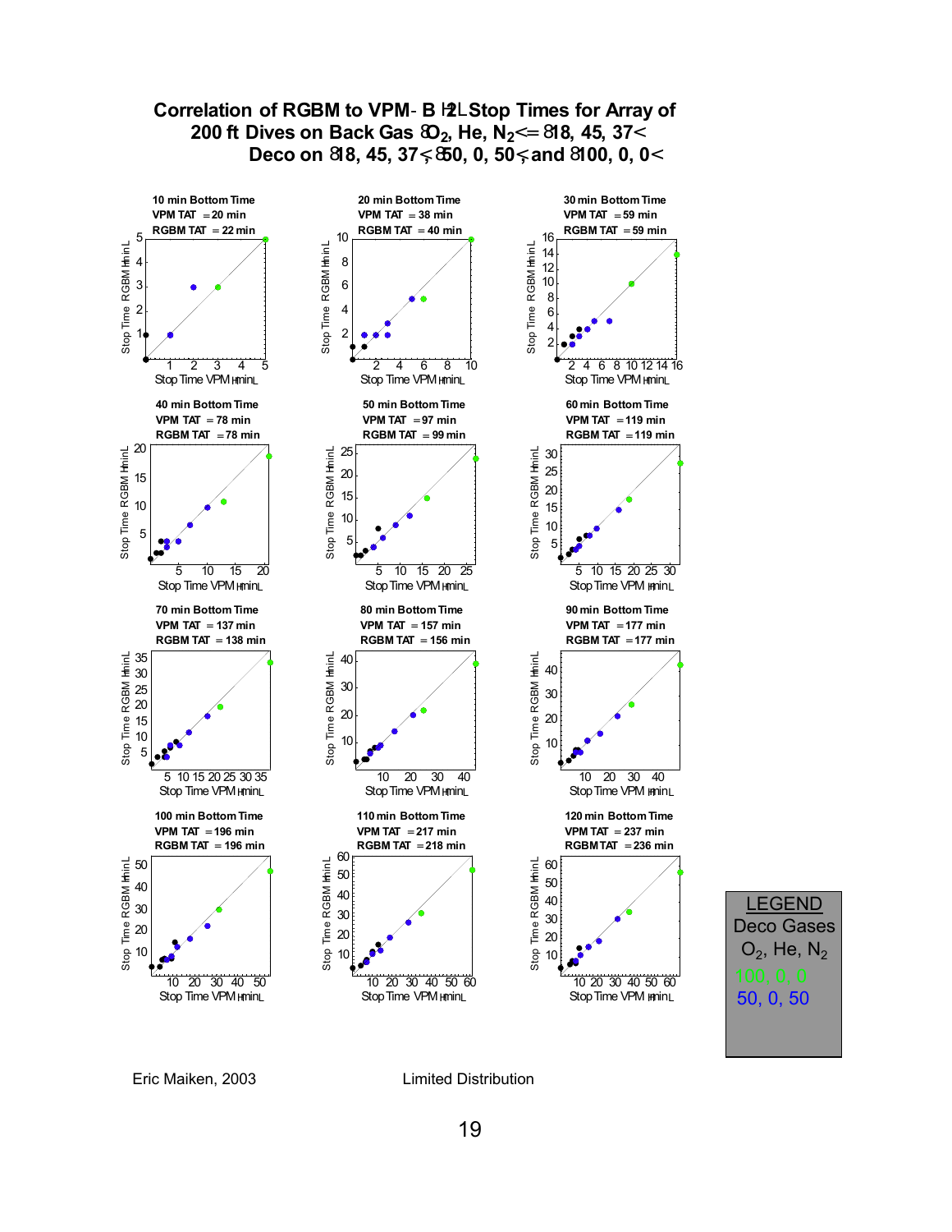## Correlation of RGBM to VPM-B (2) Stop Times for Array of 200 ft Dives on Back Gas ($O_2$, He, $N_2$ = 18, 45, 37) Deco on (18, 45, 37), (50, 0, 50) and (100, 0, 0)

| Bottom Time | VPM TAT | RGBM TAT |
|---|---|---|
| 10 min | 20 min | 22 min |
| 20 min | 38 min | 40 min |
| 30 min | 59 min | 59 min |
| 40 min | 78 min | 78 min |
| 50 min | 97 min | 99 min |
| 60 min | 119 min | 119 min |
| 70 min | 137 min | 138 min |
| 80 min | 157 min | 156 min |
| 90 min | 177 min | 177 min |
| 100 min | 196 min | 196 min |
| 110 min | 217 min | 218 min |
| 120 min | 237 min | 236 min |

Each panel: Stop Time RGBM (min) vs. Stop Time VPM (min)

LEGEND
Deco Gases
$O_2$, He, $N_2$
100, 0, 0
50, 0, 50

Eric Maiken, 2003

Limited Distribution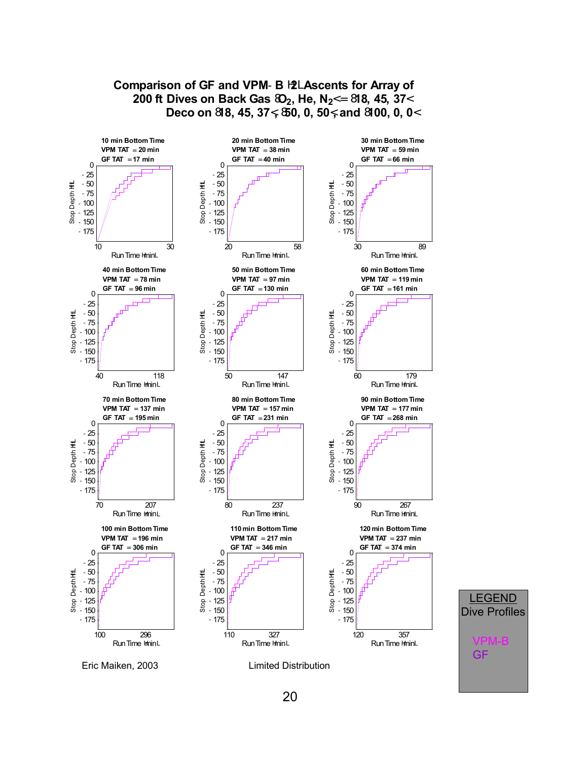# Comparison of GF and VPM-B (2) Ascents for Array of 200 ft Dives on Back Gas ($O_2$, He, $N_2$) = (18, 45, 37) Deco on (18, 45, 37), (50, 0, 50), and (100, 0, 0)

| Bottom Time | VPM TAT | GF TAT |
|---|---|---|
| 10 min Bottom Time | 20 min | 17 min |
| 20 min Bottom Time | 38 min | 40 min |
| 30 min Bottom Time | 59 min | 66 min |
| 40 min Bottom Time | 78 min | 96 min |
| 50 min Bottom Time | 97 min | 130 min |
| 60 min Bottom Time | 119 min | 161 min |
| 70 min Bottom Time | 137 min | 195 min |
| 80 min Bottom Time | 157 min | 231 min |
| 90 min Bottom Time | 177 min | 268 min |
| 100 min Bottom Time | 196 min | 306 min |
| 110 min Bottom Time | 217 min | 346 min |
| 120 min Bottom Time | 237 min | 374 min |

Axes: Stop Depth (ft) vs. Run Time (min)

LEGEND
Dive Profiles
VPM-B
GF

Eric Maiken, 2003

Limited Distribution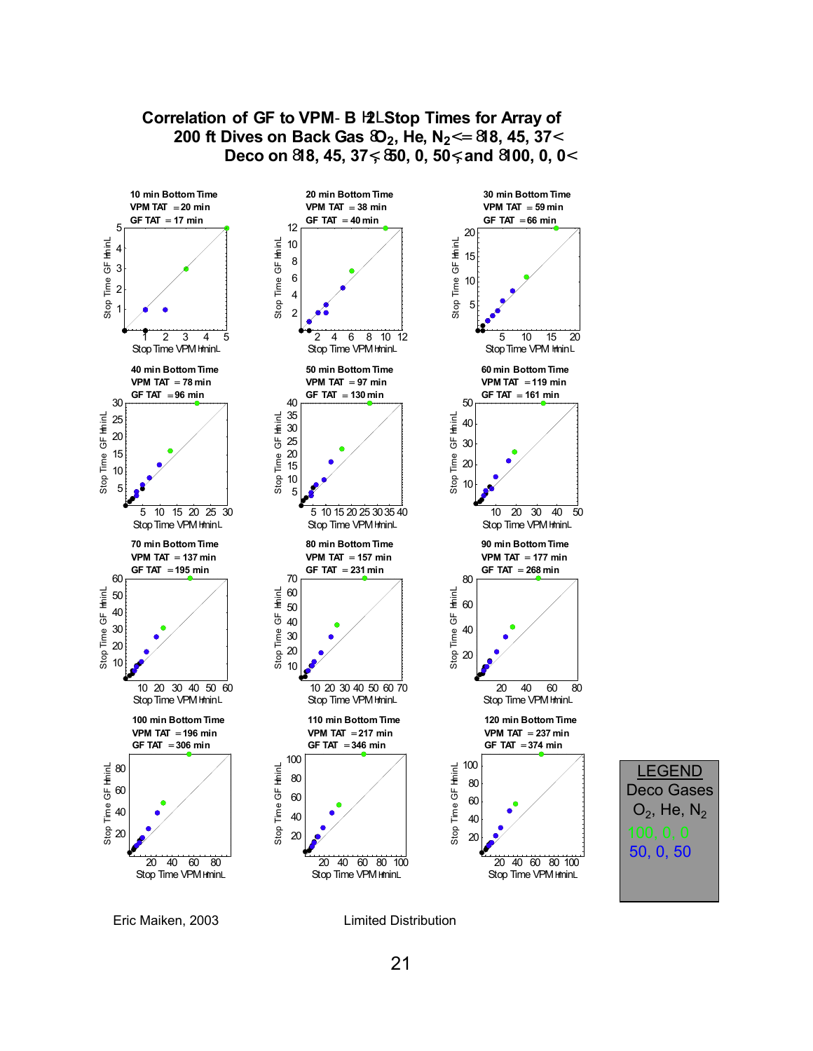# Correlation of GF to VPM-B (2) Stop Times for Array of 200 ft Dives on Back Gas {$O_2$, He, $N_2$} = {18, 45, 37} Deco on {18, 45, 37}, {50, 0, 50}, and {100, 0, 0}

| Bottom Time | VPM TAT | GF TAT |
|---|---|---|
| 10 min | 20 min | 17 min |
| 20 min | 38 min | 40 min |
| 30 min | 59 min | 66 min |
| 40 min | 78 min | 96 min |
| 50 min | 97 min | 130 min |
| 60 min | 119 min | 161 min |
| 70 min | 137 min | 195 min |
| 80 min | 157 min | 231 min |
| 90 min | 177 min | 268 min |
| 100 min | 196 min | 306 min |
| 110 min | 217 min | 346 min |
| 120 min | 237 min | 374 min |

Axes: Stop Time VPM (min) vs. Stop Time GF (min)

LEGEND
Deco Gases
$O_2$, He, $N_2$
100, 0, 0
50, 0, 50

Eric Maiken, 2003

Limited Distribution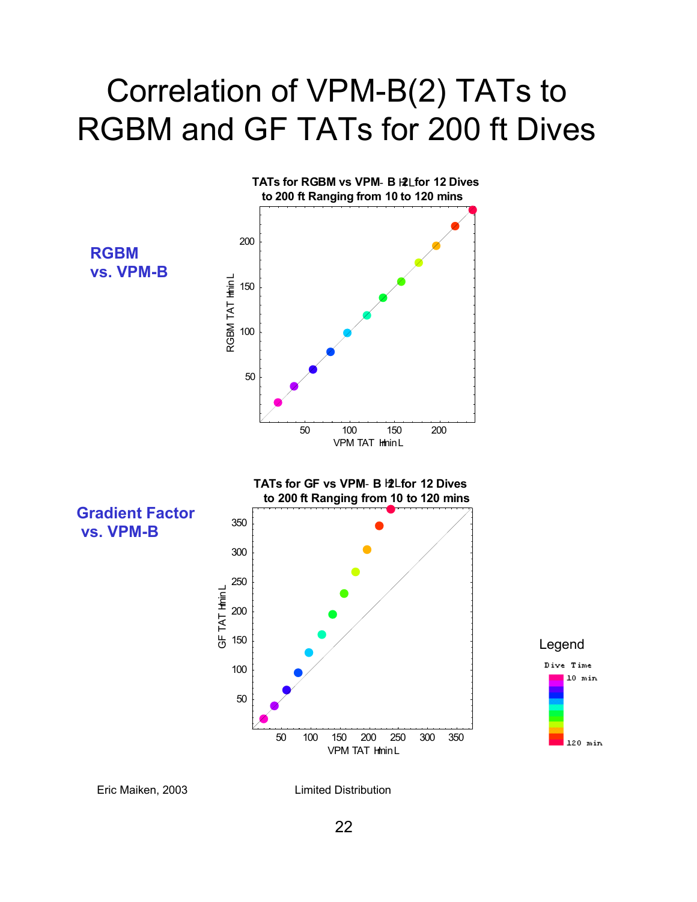# Correlation of VPM-B(2) TATs to RGBM and GF TATs for 200 ft Dives

**RGBM vs. VPM-B**

TATs for RGBM vs VPM-B (2) for 12 Dives to 200 ft Ranging from 10 to 120 mins

RGBM TAT (min)

VPM TAT (min)

**Gradient Factor vs. VPM-B**

TATs for GF vs VPM-B (2) for 12 Dives to 200 ft Ranging from 10 to 120 mins

GF TAT (min)

VPM TAT (min)

Legend

Dive Time

10 min

120 min

Eric Maiken, 2003

Limited Distribution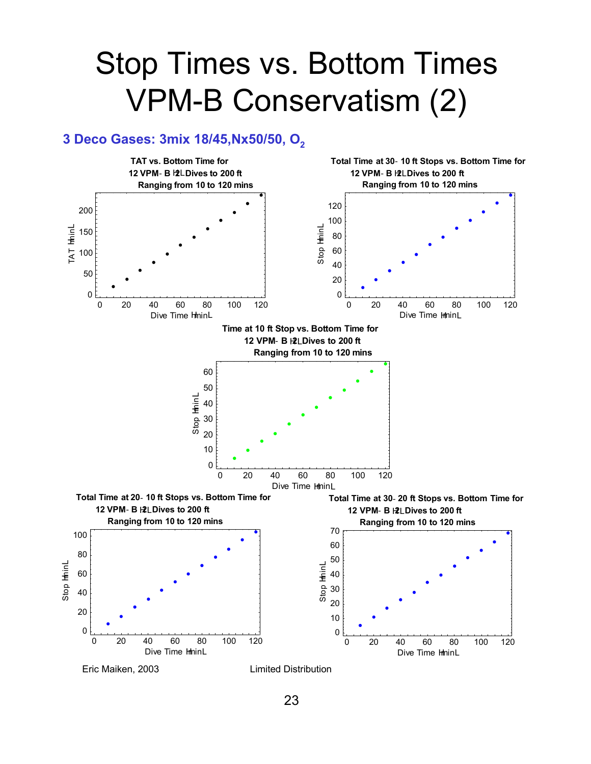# Stop Times vs. Bottom Times VPM-B Conservatism (2)

### 3 Deco Gases: 3mix 18/45,Nx50/50, $O_2$

**TAT vs. Bottom Time for 12 VPM- B (2) Dives to 200 ft Ranging from 10 to 120 mins**

**Total Time at 30- 10 ft Stops vs. Bottom Time for 12 VPM- B (2) Dives to 200 ft Ranging from 10 to 120 mins**

**Time at 10 ft Stop vs. Bottom Time for 12 VPM- B (2) Dives to 200 ft Ranging from 10 to 120 mins**

**Total Time at 20- 10 ft Stops vs. Bottom Time for 12 VPM- B (2) Dives to 200 ft Ranging from 10 to 120 mins**

**Total Time at 30- 20 ft Stops vs. Bottom Time for 12 VPM- B (2) Dives to 200 ft Ranging from 10 to 120 mins**

Eric Maiken, 2003 Limited Distribution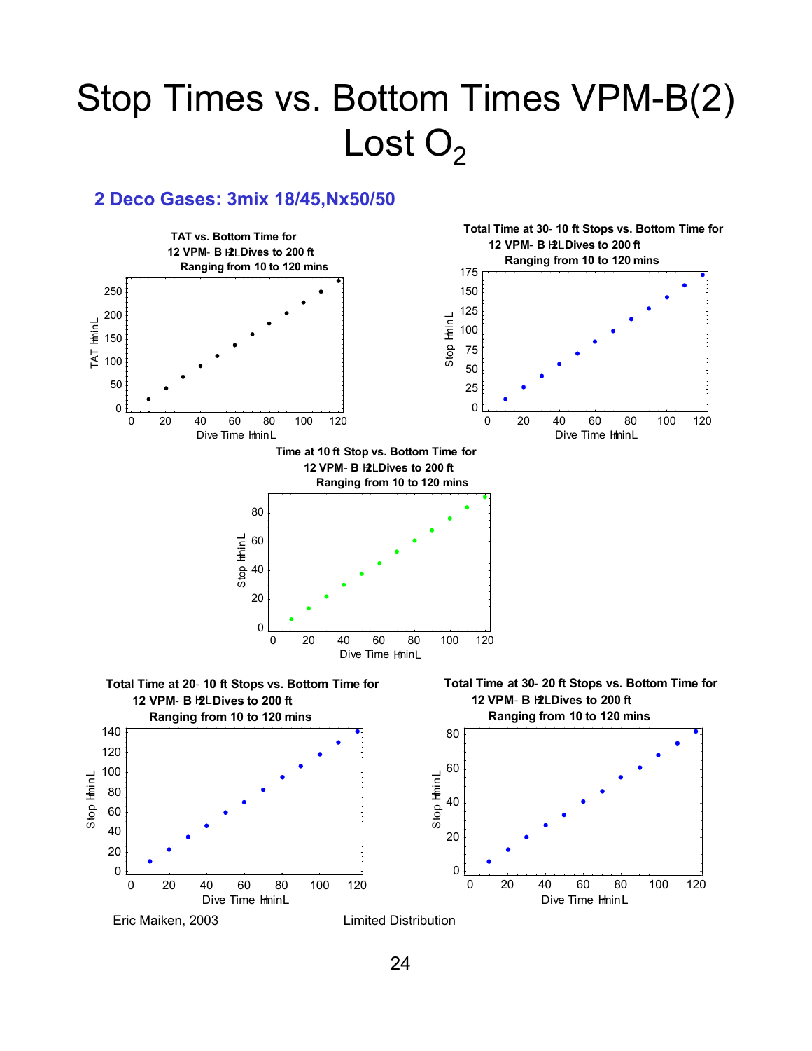# Stop Times vs. Bottom Times VPM-B(2) Lost $O_2$

## 2 Deco Gases: 3mix 18/45,Nx50/50

**TAT vs. Bottom Time for 12 VPM- B (2) Dives to 200 ft Ranging from 10 to 120 mins**

**Total Time at 30- 10 ft Stops vs. Bottom Time for 12 VPM- B (2) Dives to 200 ft Ranging from 10 to 120 mins**

**Time at 10 ft Stop vs. Bottom Time for 12 VPM- B (2) Dives to 200 ft Ranging from 10 to 120 mins**

**Total Time at 20- 10 ft Stops vs. Bottom Time for 12 VPM- B (2) Dives to 200 ft Ranging from 10 to 120 mins**

**Total Time at 30- 20 ft Stops vs. Bottom Time for 12 VPM- B (2) Dives to 200 ft Ranging from 10 to 120 mins**

Eric Maiken, 2003 Limited Distribution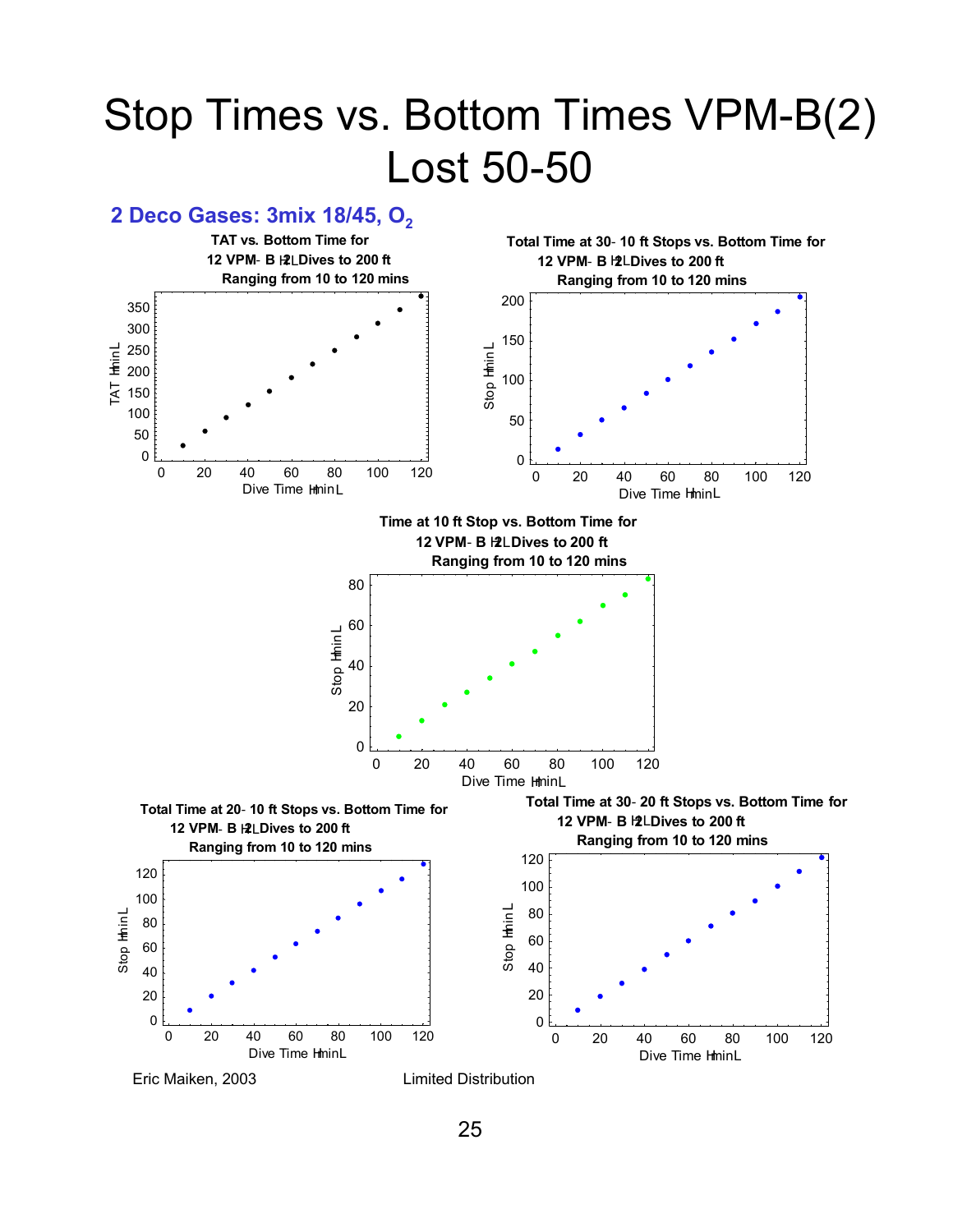# Stop Times vs. Bottom Times VPM-B(2) Lost 50-50

## 2 Deco Gases: 3mix 18/45, $O_2$

**TAT vs. Bottom Time for 12 VPM- B (2) Dives to 200 ft Ranging from 10 to 120 mins**

TAT (min) vs. Dive Time (min)

**Total Time at 30- 10 ft Stops vs. Bottom Time for 12 VPM- B (2) Dives to 200 ft Ranging from 10 to 120 mins**

Stop (min) vs. Dive Time (min)

**Time at 10 ft Stop vs. Bottom Time for 12 VPM- B (2) Dives to 200 ft Ranging from 10 to 120 mins**

Stop (min) vs. Dive Time (min)

**Total Time at 20- 10 ft Stops vs. Bottom Time for 12 VPM- B (2) Dives to 200 ft Ranging from 10 to 120 mins**

Stop (min) vs. Dive Time (min)

**Total Time at 30- 20 ft Stops vs. Bottom Time for 12 VPM- B (2) Dives to 200 ft Ranging from 10 to 120 mins**

Stop (min) vs. Dive Time (min)

Eric Maiken, 2003 Limited Distribution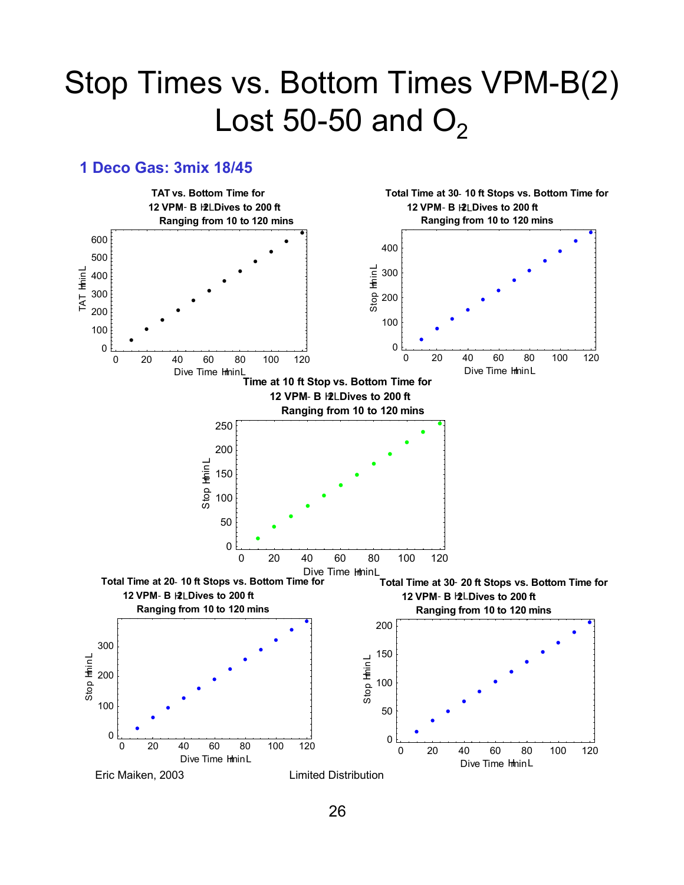# Stop Times vs. Bottom Times VPM-B(2) Lost 50-50 and $O_2$

### 1 Deco Gas: 3mix 18/45

**TAT vs. Bottom Time for 12 VPM-B (2) Dives to 200 ft Ranging from 10 to 120 mins**

**Total Time at 30-10 ft Stops vs. Bottom Time for 12 VPM-B (2) Dives to 200 ft Ranging from 10 to 120 mins**

**Time at 10 ft Stop vs. Bottom Time for 12 VPM-B (2) Dives to 200 ft Ranging from 10 to 120 mins**

**Total Time at 20-10 ft Stops vs. Bottom Time for 12 VPM-B (2) Dives to 200 ft Ranging from 10 to 120 mins**

**Total Time at 30-20 ft Stops vs. Bottom Time for 12 VPM-B (2) Dives to 200 ft Ranging from 10 to 120 mins**

Eric Maiken, 2003

Limited Distribution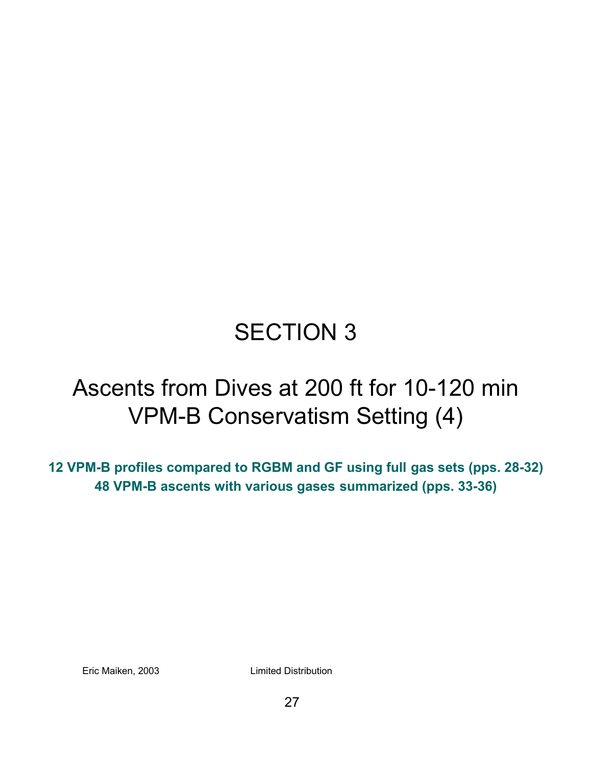# SECTION 3

## Ascents from Dives at 200 ft for 10-120 min VPM-B Conservatism Setting (4)

**12 VPM-B profiles compared to RGBM and GF using full gas sets (pps. 28-32)**
**48 VPM-B ascents with various gases summarized (pps. 33-36)**

Eric Maiken, 2003 Limited Distribution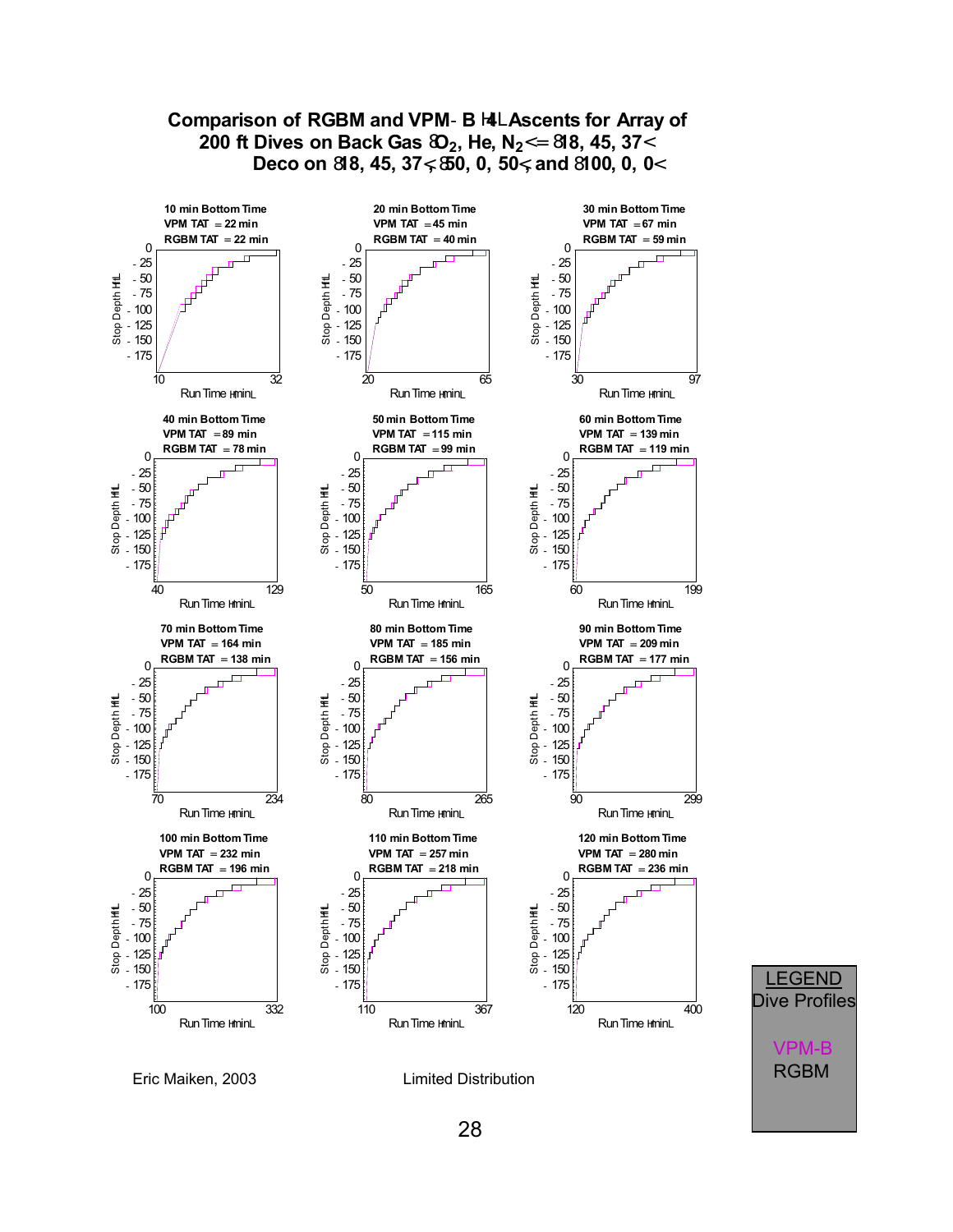# Comparison of RGBM and VPM-B (4) Ascents for Array of 200 ft Dives on Back Gas ($O_2$, He, $N_2$) = (18, 45, 37) Deco on (18, 45, 37), (50, 0, 50), and (100, 0, 0)

| Bottom Time | VPM TAT | RGBM TAT | Run Time range (min) |
|---|---|---|---|
| 10 min | 22 min | 22 min | 10 – 32 |
| 20 min | 45 min | 40 min | 20 – 65 |
| 30 min | 67 min | 59 min | 30 – 97 |
| 40 min | 89 min | 78 min | 40 – 129 |
| 50 min | 115 min | 99 min | 50 – 165 |
| 60 min | 139 min | 119 min | 60 – 199 |
| 70 min | 164 min | 138 min | 70 – 234 |
| 80 min | 185 min | 156 min | 80 – 265 |
| 90 min | 209 min | 177 min | 90 – 299 |
| 100 min | 232 min | 196 min | 100 – 332 |
| 110 min | 257 min | 218 min | 110 – 367 |
| 120 min | 280 min | 236 min | 120 – 400 |

Axes: Stop Depth (ft), 0 to -175; Run Time (min)

LEGEND
Dive Profiles

VPM-B
RGBM

Eric Maiken, 2003

Limited Distribution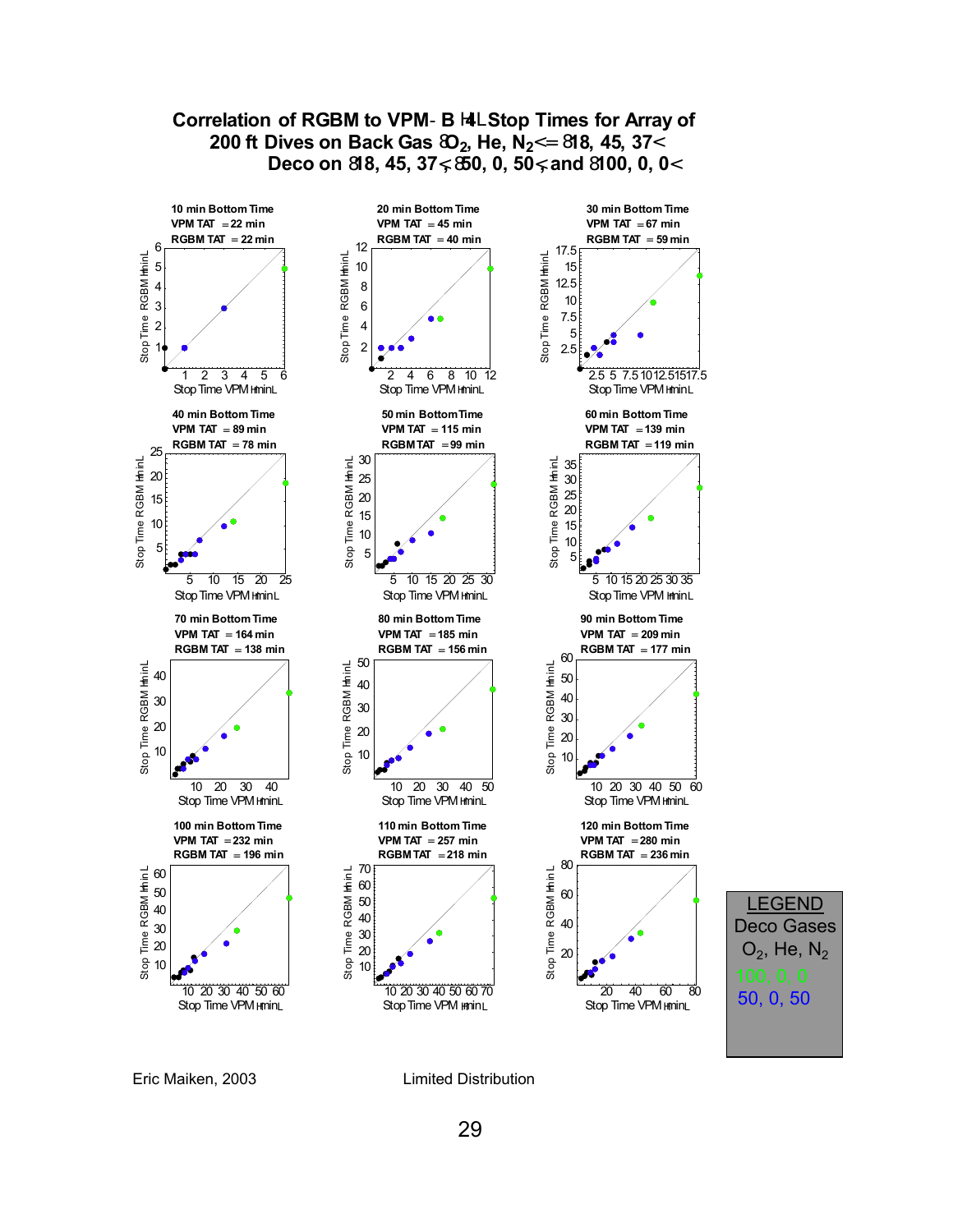# Correlation of RGBM to VPM-B (4) Stop Times for Array of 200 ft Dives on Back Gas ($O_2$, He, $N_2$) = (18, 45, 37) Deco on (18, 45, 37), (50, 0, 50), and (100, 0, 0)

| Bottom Time | VPM TAT | RGBM TAT |
|---|---|---|
| 10 min | 22 min | 22 min |
| 20 min | 45 min | 40 min |
| 30 min | 67 min | 59 min |
| 40 min | 89 min | 78 min |
| 50 min | 115 min | 99 min |
| 60 min | 139 min | 119 min |
| 70 min | 164 min | 138 min |
| 80 min | 185 min | 156 min |
| 90 min | 209 min | 177 min |
| 100 min | 232 min | 196 min |
| 110 min | 257 min | 218 min |
| 120 min | 280 min | 236 min |

Axes: Stop Time VPM (min) vs. Stop Time RGBM (min)

LEGEND
Deco Gases
$O_2$, He, $N_2$
100, 0, 0
50, 0, 50

Eric Maiken, 2003 — Limited Distribution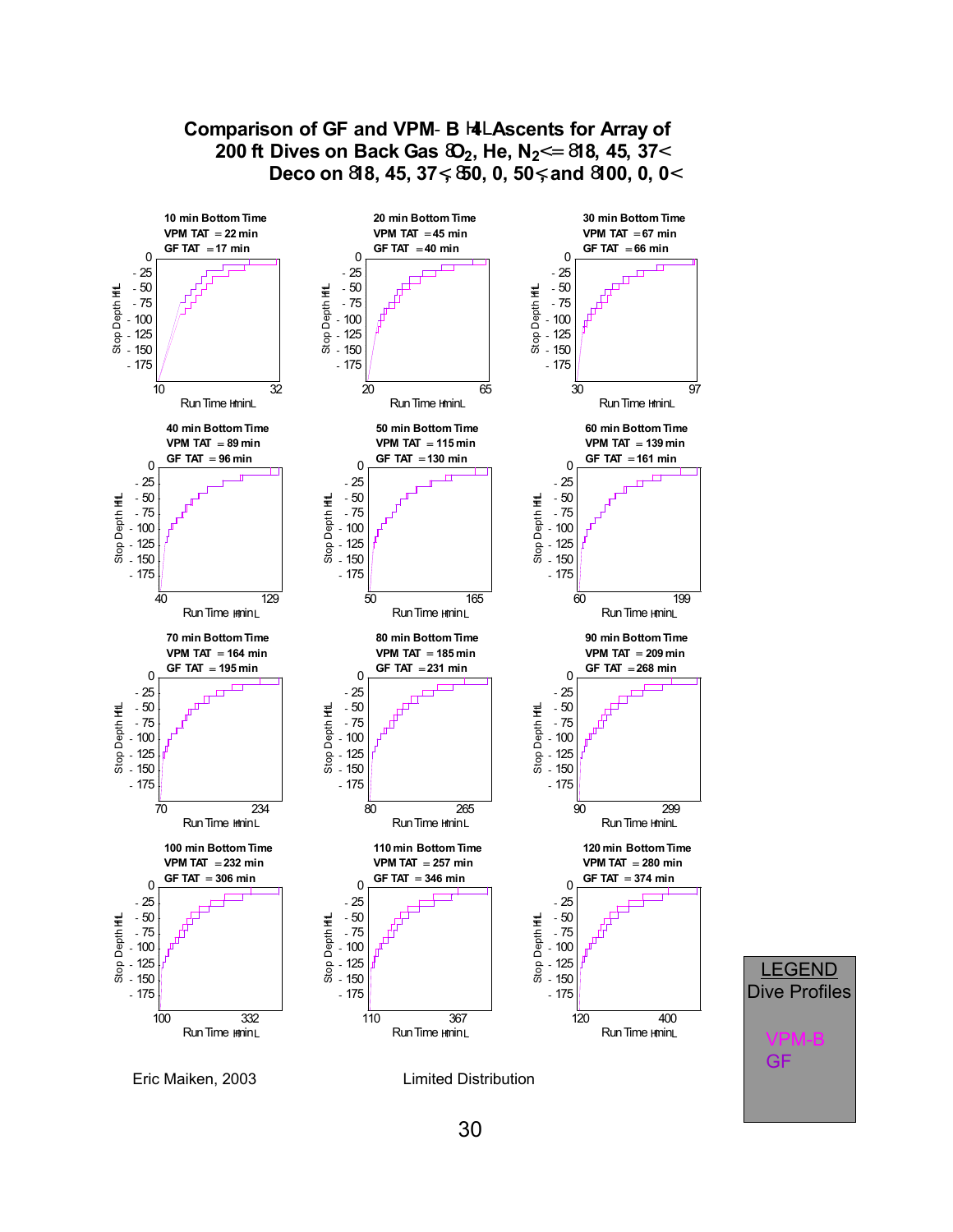# Comparison of GF and VPM-B (+4) Ascents for Array of 200 ft Dives on Back Gas ($O_2$, He, $N_2$) = (18, 45, 37) Deco on (18, 45, 37), (50, 0, 50), and (100, 0, 0)

**10 min Bottom Time**
VPM TAT = 22 min
GF TAT = 17 min

**20 min Bottom Time**
VPM TAT = 45 min
GF TAT = 40 min

**30 min Bottom Time**
VPM TAT = 67 min
GF TAT = 66 min

**40 min Bottom Time**
VPM TAT = 89 min
GF TAT = 96 min

**50 min Bottom Time**
VPM TAT = 115 min
GF TAT = 130 min

**60 min Bottom Time**
VPM TAT = 139 min
GF TAT = 161 min

**70 min Bottom Time**
VPM TAT = 164 min
GF TAT = 195 min

**80 min Bottom Time**
VPM TAT = 185 min
GF TAT = 231 min

**90 min Bottom Time**
VPM TAT = 209 min
GF TAT = 268 min

**100 min Bottom Time**
VPM TAT = 232 min
GF TAT = 306 min

**110 min Bottom Time**
VPM TAT = 257 min
GF TAT = 346 min

**120 min Bottom Time**
VPM TAT = 280 min
GF TAT = 374 min

LEGEND
Dive Profiles
VPM-B
GF

Eric Maiken, 2003

Limited Distribution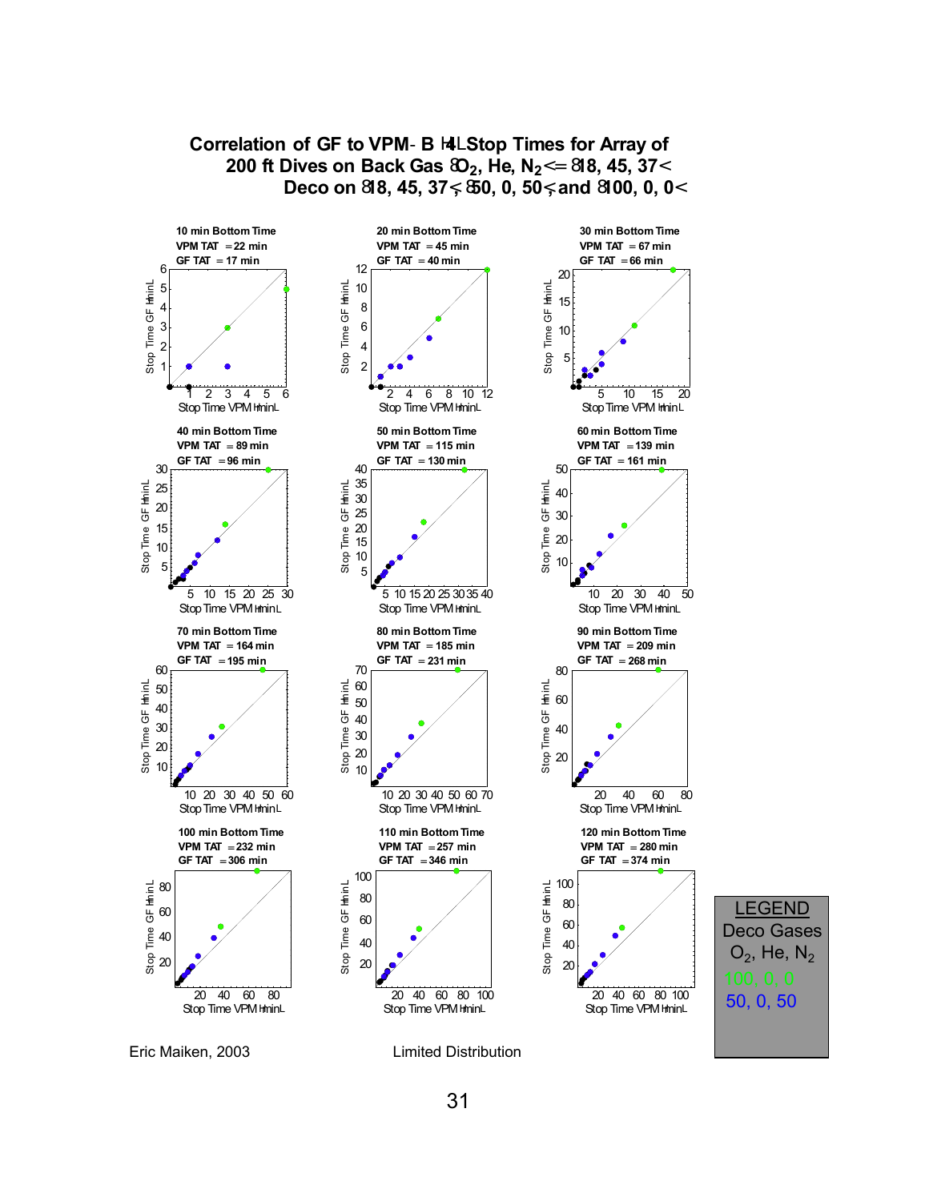# Correlation of GF to VPM-B (4) Stop Times for Array of 200 ft Dives on Back Gas {$O_2$, He, $N_2$}={18, 45, 37} Deco on {18, 45, 37}, {50, 0, 50}, and {100, 0, 0}

**10 min Bottom Time**
VPM TAT = 22 min
GF TAT = 17 min

**20 min Bottom Time**
VPM TAT = 45 min
GF TAT = 40 min

**30 min Bottom Time**
VPM TAT = 67 min
GF TAT = 66 min

**40 min Bottom Time**
VPM TAT = 89 min
GF TAT = 96 min

**50 min Bottom Time**
VPM TAT = 115 min
GF TAT = 130 min

**60 min Bottom Time**
VPM TAT = 139 min
GF TAT = 161 min

**70 min Bottom Time**
VPM TAT = 164 min
GF TAT = 195 min

**80 min Bottom Time**
VPM TAT = 185 min
GF TAT = 231 min

**90 min Bottom Time**
VPM TAT = 209 min
GF TAT = 268 min

**100 min Bottom Time**
VPM TAT = 232 min
GF TAT = 306 min

**110 min Bottom Time**
VPM TAT = 257 min
GF TAT = 346 min

**120 min Bottom Time**
VPM TAT = 280 min
GF TAT = 374 min

(Axes: Stop Time VPM (min) vs. Stop Time GF (min))

**LEGEND**
Deco Gases
$O_2$, He, $N_2$
100, 0, 0
50, 0, 50

Eric Maiken, 2003

Limited Distribution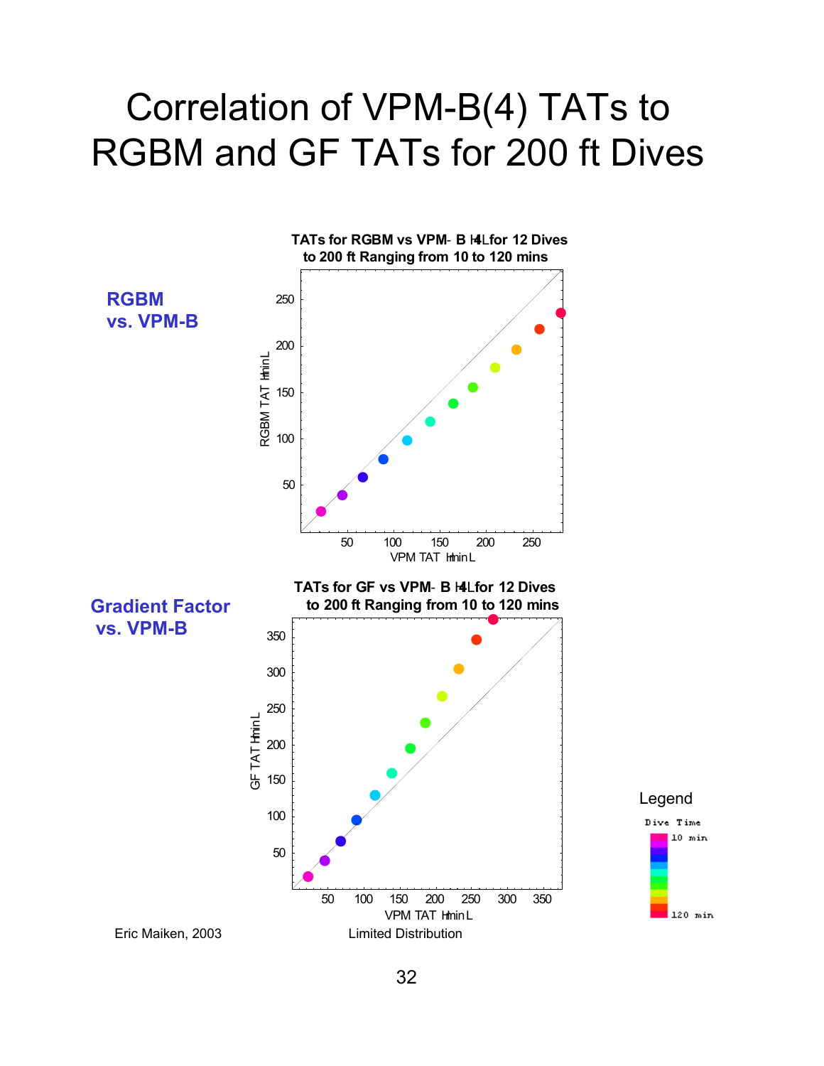# Correlation of VPM-B(4) TATs to RGBM and GF TATs for 200 ft Dives

**RGBM vs. VPM-B**

**TATs for RGBM vs VPM- B H4L for 12 Dives to 200 ft Ranging from 10 to 120 mins**

RGBM TAT HminL

VPM TAT HminL

**Gradient Factor vs. VPM-B**

**TATs for GF vs VPM- B H4L for 12 Dives to 200 ft Ranging from 10 to 120 mins**

GF TAT HminL

VPM TAT HminL

Legend

Dive Time

10 min

120 min

Eric Maiken, 2003

Limited Distribution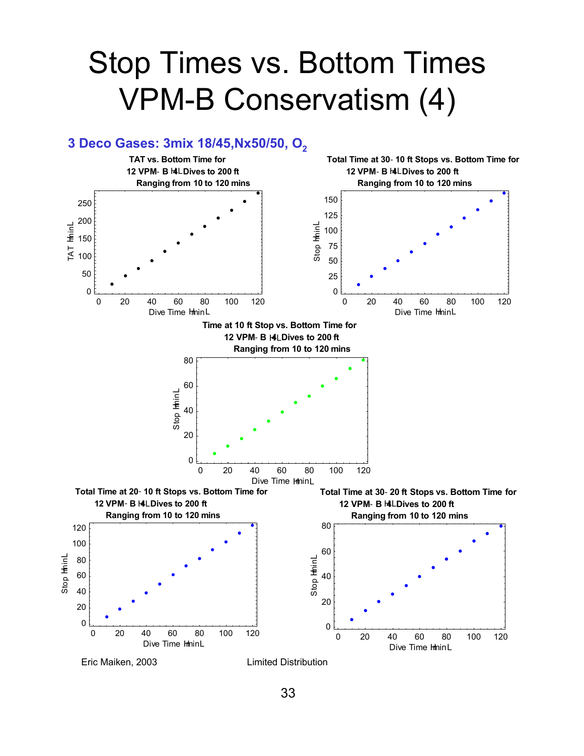# Stop Times vs. Bottom Times VPM-B Conservatism (4)

## 3 Deco Gases: 3mix 18/45,Nx50/50, $O_2$

**TAT vs. Bottom Time for 12 VPM- B (4) Dives to 200 ft Ranging from 10 to 120 mins**

**Total Time at 30- 10 ft Stops vs. Bottom Time for 12 VPM- B (4) Dives to 200 ft Ranging from 10 to 120 mins**

**Time at 10 ft Stop vs. Bottom Time for 12 VPM- B (4) Dives to 200 ft Ranging from 10 to 120 mins**

**Total Time at 20- 10 ft Stops vs. Bottom Time for 12 VPM- B (4) Dives to 200 ft Ranging from 10 to 120 mins**

**Total Time at 30- 20 ft Stops vs. Bottom Time for 12 VPM- B (4) Dives to 200 ft Ranging from 10 to 120 mins**

Eric Maiken, 2003 Limited Distribution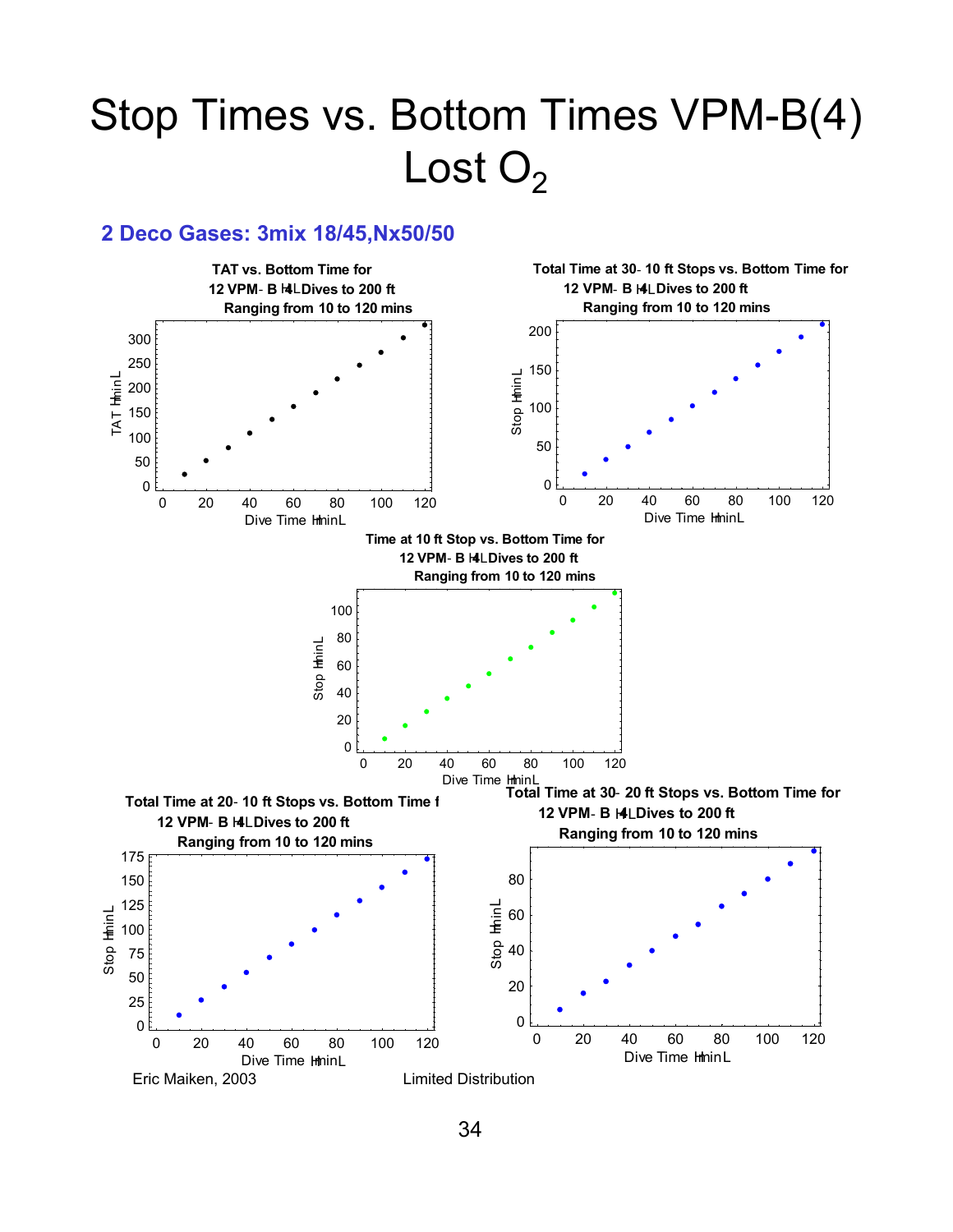# Stop Times vs. Bottom Times VPM-B(4) Lost $O_2$

## 2 Deco Gases: 3mix 18/45,Nx50/50

**TAT vs. Bottom Time for 12 VPM- B H4L Dives to 200 ft Ranging from 10 to 120 mins**

**Total Time at 30- 10 ft Stops vs. Bottom Time for 12 VPM- B H4L Dives to 200 ft Ranging from 10 to 120 mins**

**Time at 10 ft Stop vs. Bottom Time for 12 VPM- B H4L Dives to 200 ft Ranging from 10 to 120 mins**

**Total Time at 20- 10 ft Stops vs. Bottom Time f 12 VPM- B H4L Dives to 200 ft Ranging from 10 to 120 mins**

**Total Time at 30- 20 ft Stops vs. Bottom Time for 12 VPM- B H4L Dives to 200 ft Ranging from 10 to 120 mins**

Eric Maiken, 2003

Limited Distribution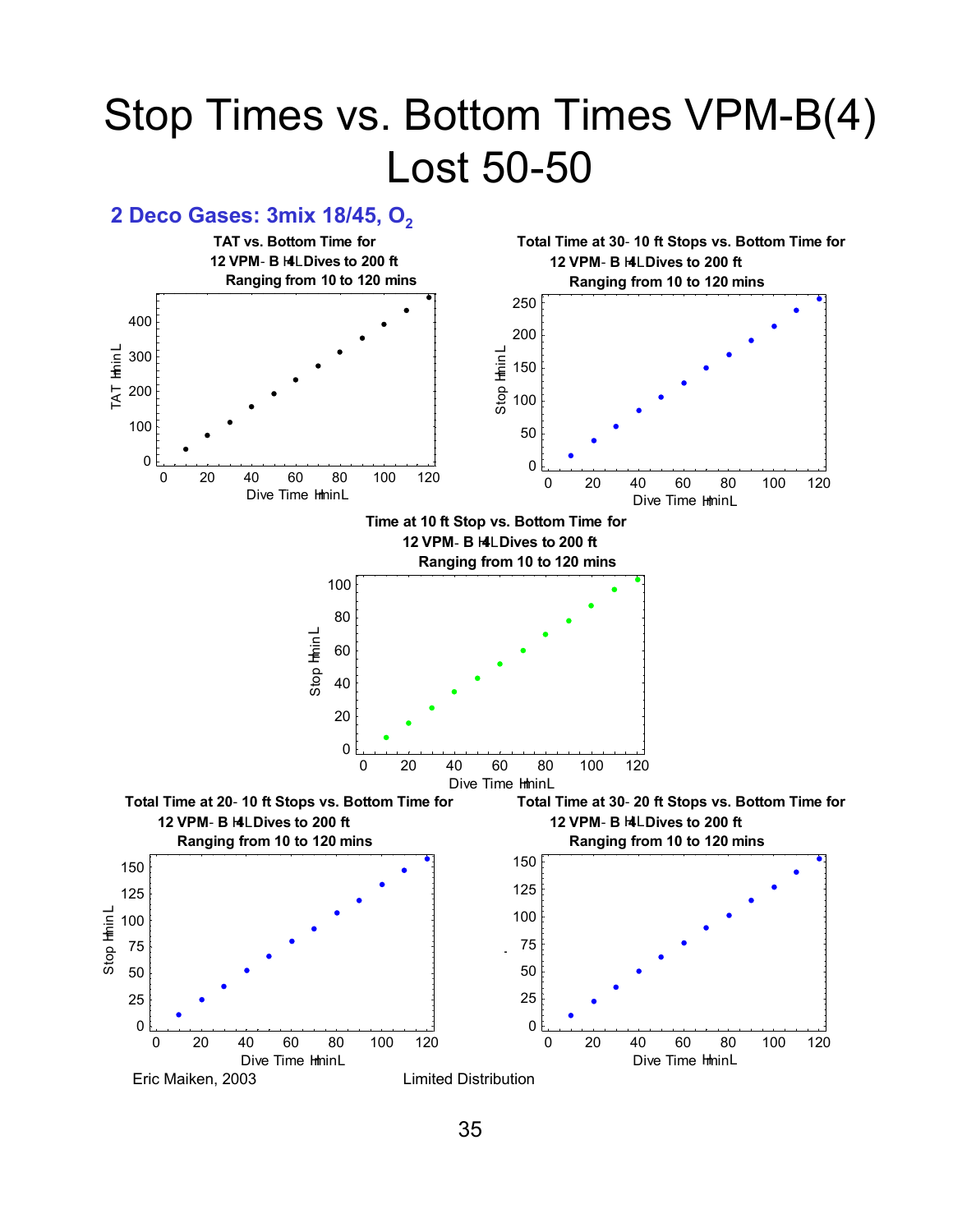# Stop Times vs. Bottom Times VPM-B(4) Lost 50-50

## 2 Deco Gases: 3mix 18/45, $O_2$

**TAT vs. Bottom Time for 12 VPM- B H4L Dives to 200 ft Ranging from 10 to 120 mins**

TAT HminL vs. Dive Time HminL

**Total Time at 30- 10 ft Stops vs. Bottom Time for 12 VPM- B H4L Dives to 200 ft Ranging from 10 to 120 mins**

Stop HminL vs. Dive Time HminL

**Time at 10 ft Stop vs. Bottom Time for 12 VPM- B H4L Dives to 200 ft Ranging from 10 to 120 mins**

Stop HminL vs. Dive Time HminL

**Total Time at 20- 10 ft Stops vs. Bottom Time for 12 VPM- B H4L Dives to 200 ft Ranging from 10 to 120 mins**

Stop HminL vs. Dive Time HminL

**Total Time at 30- 20 ft Stops vs. Bottom Time for 12 VPM- B H4L Dives to 200 ft Ranging from 10 to 120 mins**

Dive Time HminL

Eric Maiken, 2003 Limited Distribution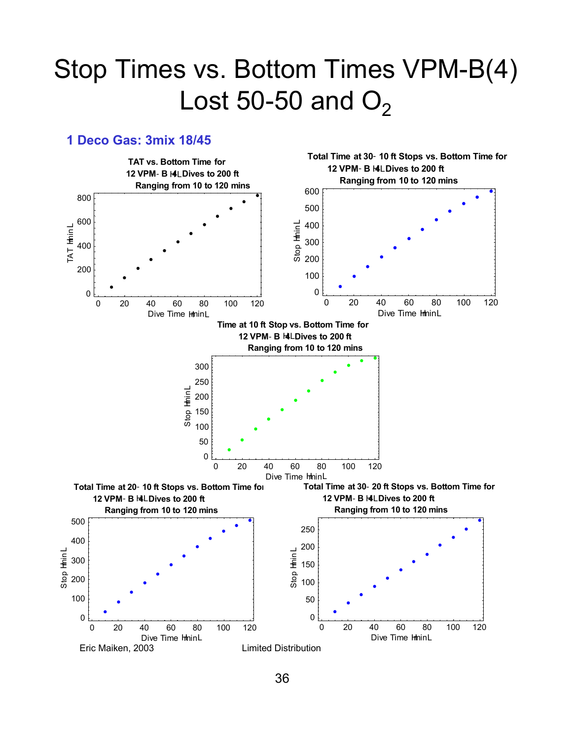# Stop Times vs. Bottom Times VPM-B(4) Lost 50-50 and $O_2$

### 1 Deco Gas: 3mix 18/45

**TAT vs. Bottom Time for 12 VPM-B (4) Dives to 200 ft Ranging from 10 to 120 mins**

**Total Time at 30-10 ft Stops vs. Bottom Time for 12 VPM-B (4) Dives to 200 ft Ranging from 10 to 120 mins**

**Time at 10 ft Stop vs. Bottom Time for 12 VPM-B (4) Dives to 200 ft Ranging from 10 to 120 mins**

**Total Time at 20-10 ft Stops vs. Bottom Time for 12 VPM-B (4) Dives to 200 ft Ranging from 10 to 120 mins**

**Total Time at 30-20 ft Stops vs. Bottom Time for 12 VPM-B (4) Dives to 200 ft Ranging from 10 to 120 mins**

Eric Maiken, 2003

Limited Distribution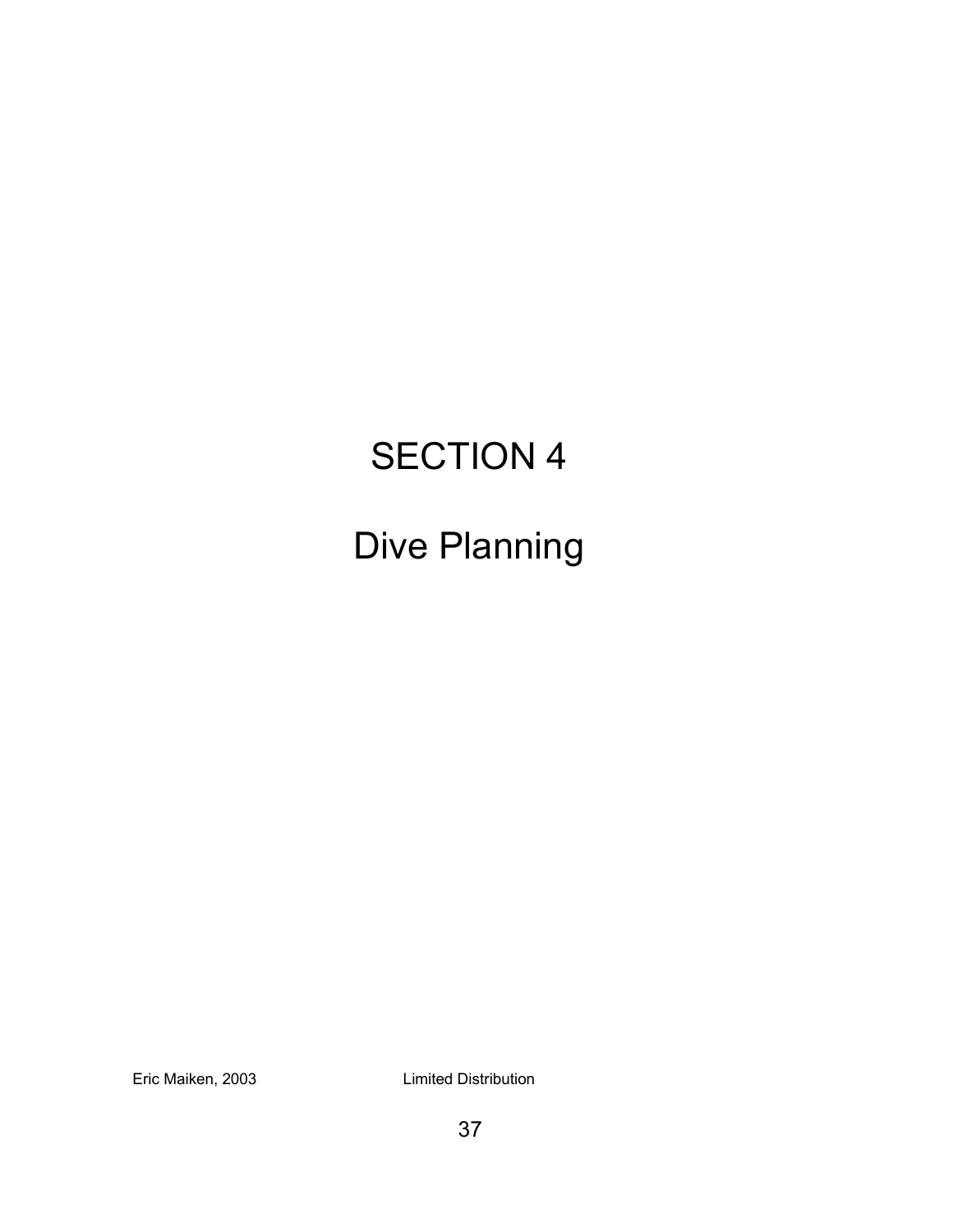# SECTION 4

# Dive Planning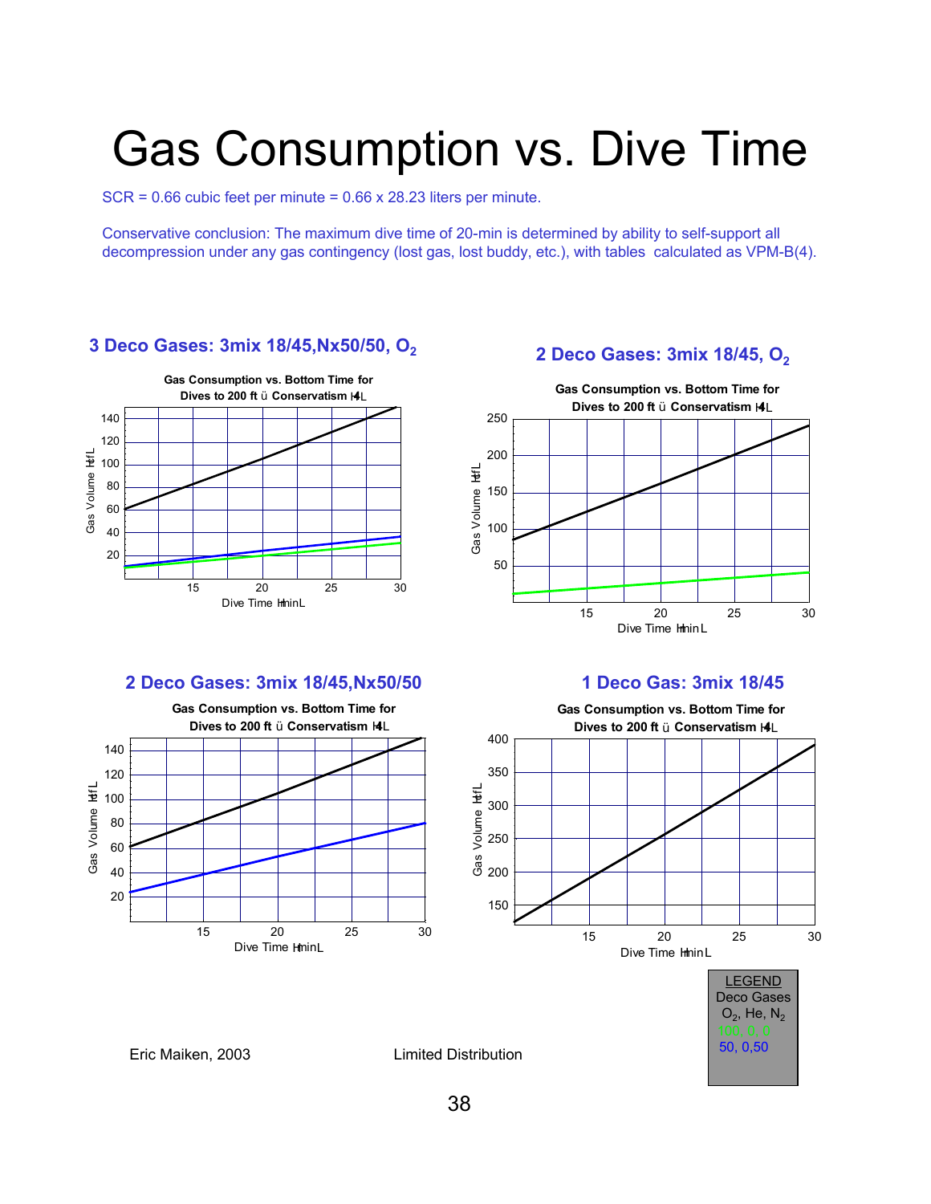# Gas Consumption vs. Dive Time

SCR = 0.66 cubic feet per minute = 0.66 x 28.23 liters per minute.

Conservative conclusion: The maximum dive time of 20-min is determined by ability to self-support all decompression under any gas contingency (lost gas, lost buddy, etc.), with tables calculated as VPM-B(4).

### 3 Deco Gases: 3mix 18/45,Nx50/50, $O_2$

Gas Consumption vs. Bottom Time for
Dives to 200 ft ü Conservatism H4L

Gas Volume HcfL

140
120
100
80
60
40
20

15 20 25 30

Dive Time HminL

### 2 Deco Gases: 3mix 18/45, $O_2$

Gas Consumption vs. Bottom Time for
Dives to 200 ft ü Conservatism H4L

Gas Volume HcfL

250
200
150
100
50

15 20 25 30

Dive Time HminL

### 2 Deco Gases: 3mix 18/45,Nx50/50

Gas Consumption vs. Bottom Time for
Dives to 200 ft ü Conservatism H4L

Gas Volume HcfL

140
120
100
80
60
40
20

15 20 25 30

Dive Time HminL

### 1 Deco Gas: 3mix 18/45

Gas Consumption vs. Bottom Time for
Dives to 200 ft ü Conservatism H4L

Gas Volume HcfL

400
350
300
250
200
150

15 20 25 30

Dive Time HminL

LEGEND
Deco Gases
$O_2$, He, $N_2$
100, 0, 0
50, 0,50

Eric Maiken, 2003

Limited Distribution